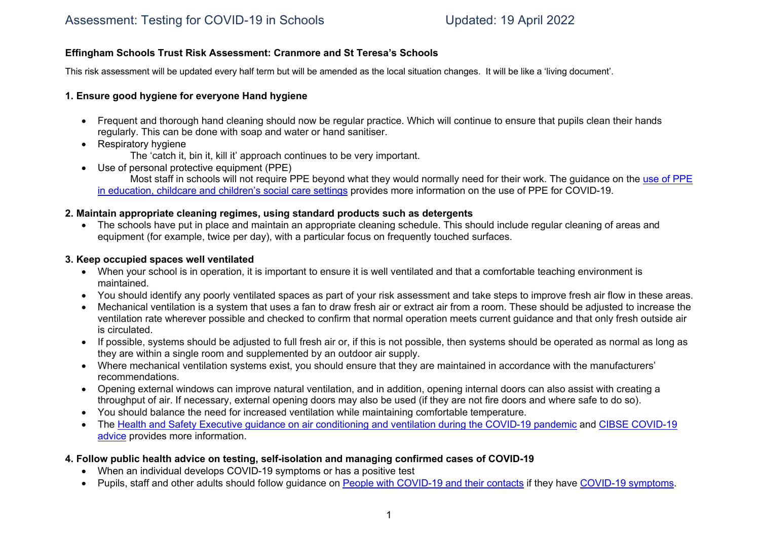# Assessment: Testing for COVID-19 in Schools

Updated: 19 April 2022

**Effingham Schools Trust Risk Assessment: Cranmore and St Teresa's Schools**

This risk assessment will be updated every half term but will be amended as the local situation changes. It will be like a 'living document'.

**1. Ensure good hygiene for everyone Hand hygiene**

- Frequent and thorough hand cleaning should now be regular practice. Which will continue to ensure that pupils clean their hands regularly. This can be done with soap and water or hand sanitiser.
- Respiratory hygiene
  The 'catch it, bin it, kill it' approach continues to be very important.
- Use of personal protective equipment (PPE)
  Most staff in schools will not require PPE beyond what they would normally need for their work. The guidance on the use of PPE in education, childcare and children's social care settings provides more information on the use of PPE for COVID-19.

**2. Maintain appropriate cleaning regimes, using standard products such as detergents**

- The schools have put in place and maintain an appropriate cleaning schedule. This should include regular cleaning of areas and equipment (for example, twice per day), with a particular focus on frequently touched surfaces.

**3. Keep occupied spaces well ventilated**

- When your school is in operation, it is important to ensure it is well ventilated and that a comfortable teaching environment is maintained.
- You should identify any poorly ventilated spaces as part of your risk assessment and take steps to improve fresh air flow in these areas.
- Mechanical ventilation is a system that uses a fan to draw fresh air or extract air from a room. These should be adjusted to increase the ventilation rate wherever possible and checked to confirm that normal operation meets current guidance and that only fresh outside air is circulated.
- If possible, systems should be adjusted to full fresh air or, if this is not possible, then systems should be operated as normal as long as they are within a single room and supplemented by an outdoor air supply.
- Where mechanical ventilation systems exist, you should ensure that they are maintained in accordance with the manufacturers' recommendations.
- Opening external windows can improve natural ventilation, and in addition, opening internal doors can also assist with creating a throughput of air. If necessary, external opening doors may also be used (if they are not fire doors and where safe to do so).
- You should balance the need for increased ventilation while maintaining comfortable temperature.
- The Health and Safety Executive guidance on air conditioning and ventilation during the COVID-19 pandemic and CIBSE COVID-19 advice provides more information.

**4. Follow public health advice on testing, self-isolation and managing confirmed cases of COVID-19**

- When an individual develops COVID-19 symptoms or has a positive test
- Pupils, staff and other adults should follow guidance on People with COVID-19 and their contacts if they have COVID-19 symptoms.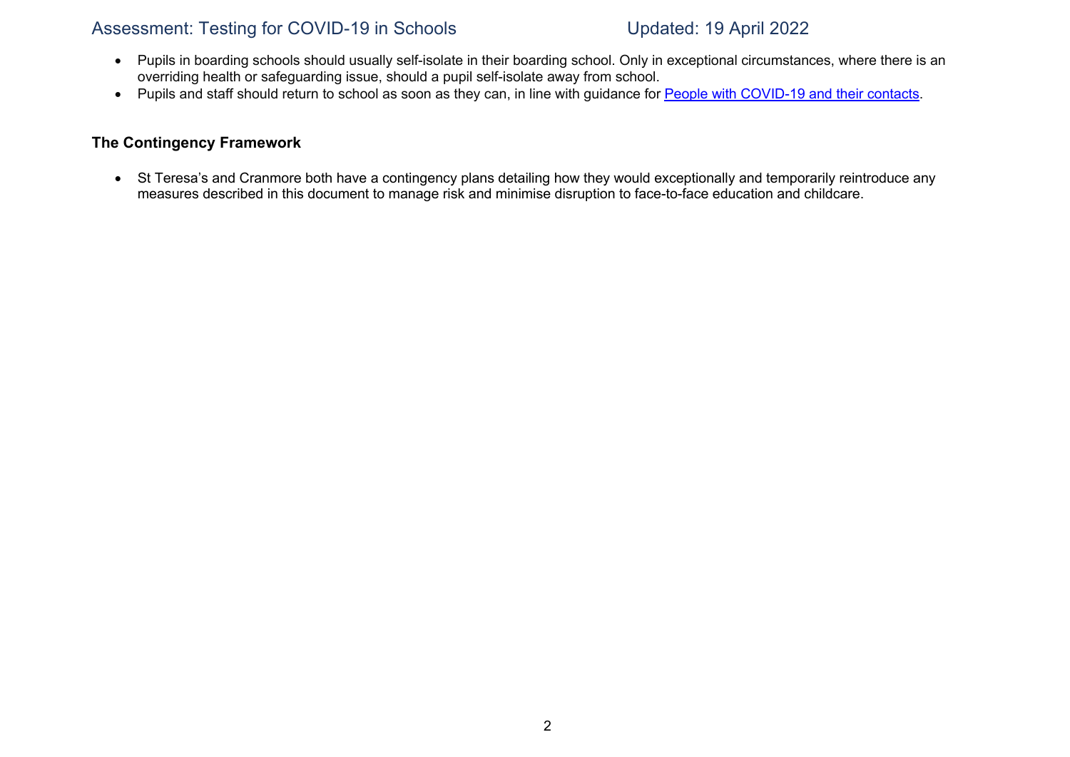- Pupils in boarding schools should usually self-isolate in their boarding school. Only in exceptional circumstances, where there is an overriding health or safeguarding issue, should a pupil self-isolate away from school.
- Pupils and staff should return to school as soon as they can, in line with guidance for [People with COVID-19 and their contacts](People with COVID-19 and their contacts).

**The Contingency Framework**

- St Teresa's and Cranmore both have a contingency plans detailing how they would exceptionally and temporarily reintroduce any measures described in this document to manage risk and minimise disruption to face-to-face education and childcare.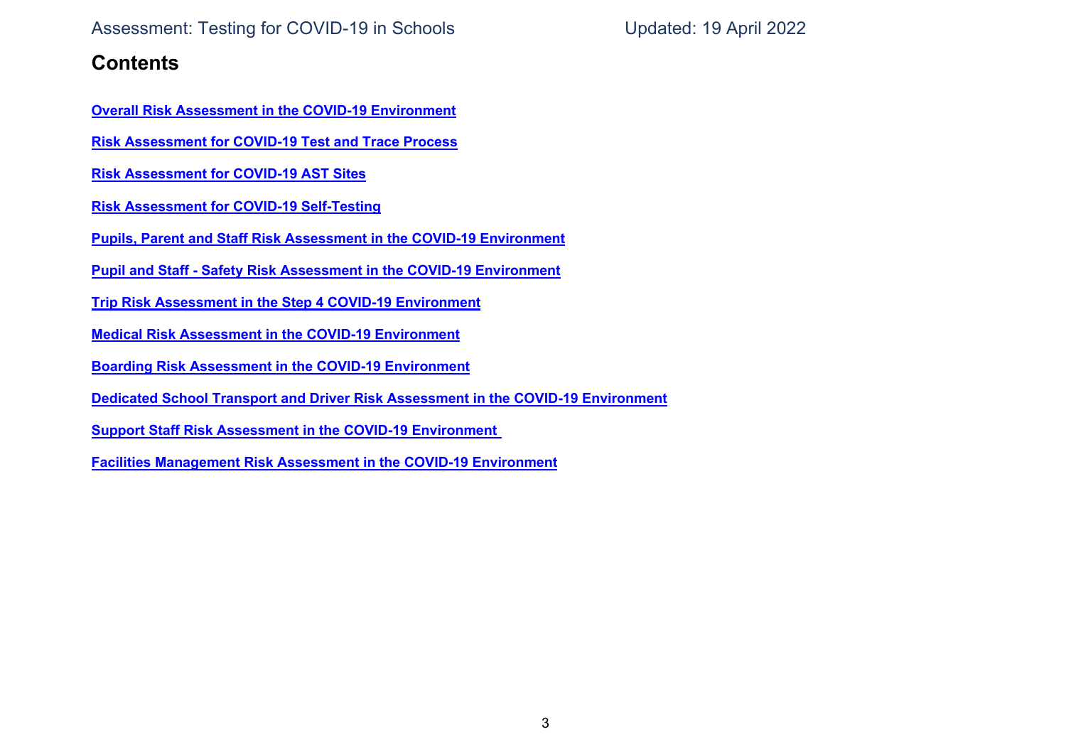## Contents

**Overall Risk Assessment in the COVID-19 Environment**

**Risk Assessment for COVID-19 Test and Trace Process**

**Risk Assessment for COVID-19 AST Sites**

**Risk Assessment for COVID-19 Self-Testing**

**Pupils, Parent and Staff Risk Assessment in the COVID-19 Environment**

**Pupil and Staff - Safety Risk Assessment in the COVID-19 Environment**

**Trip Risk Assessment in the Step 4 COVID-19 Environment**

**Medical Risk Assessment in the COVID-19 Environment**

**Boarding Risk Assessment in the COVID-19 Environment**

**Dedicated School Transport and Driver Risk Assessment in the COVID-19 Environment**

**Support Staff Risk Assessment in the COVID-19 Environment**

**Facilities Management Risk Assessment in the COVID-19 Environment**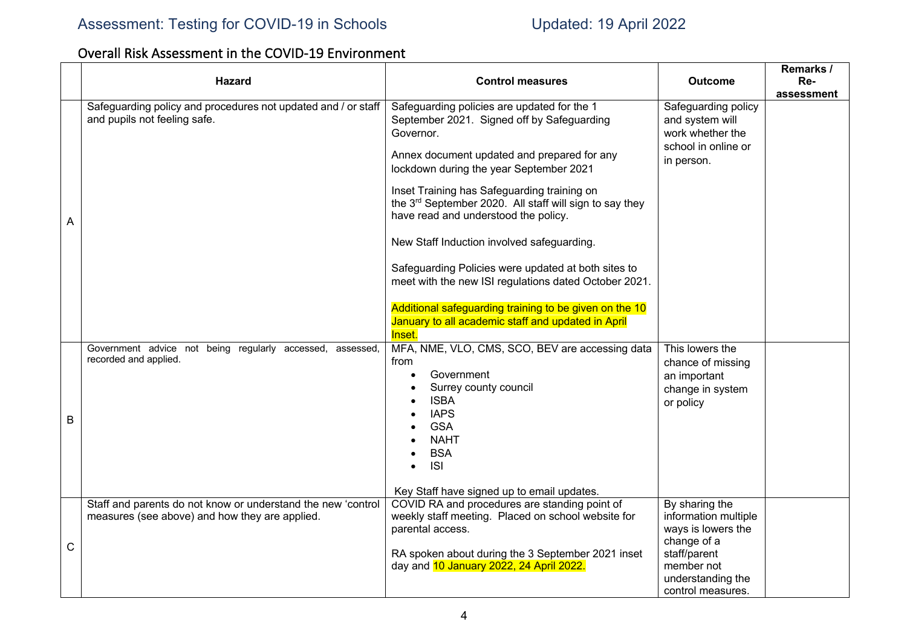## Overall Risk Assessment in the COVID-19 Environment

| | Hazard | Control measures | Outcome | Remarks / Re-assessment |
|---|---|---|---|---|
| A | Safeguarding policy and procedures not updated and / or staff and pupils not feeling safe. | Safeguarding policies are updated for the 1 September 2021. Signed off by Safeguarding Governor.<br><br>Annex document updated and prepared for any lockdown during the year September 2021<br><br>Inset Training has Safeguarding training on the 3rd September 2020. All staff will sign to say they have read and understood the policy.<br><br>New Staff Induction involved safeguarding.<br><br>Safeguarding Policies were updated at both sites to meet with the new ISI regulations dated October 2021.<br><br>Additional safeguarding training to be given on the 10 January to all academic staff and updated in April Inset. | Safeguarding policy and system will work whether the school in online or in person. | |
| B | Government advice not being regularly accessed, assessed, recorded and applied. | MFA, NME, VLO, CMS, SCO, BEV are accessing data from<br>• Government<br>• Surrey county council<br>• ISBA<br>• IAPS<br>• GSA<br>• NAHT<br>• BSA<br>• ISI<br><br>Key Staff have signed up to email updates. | This lowers the chance of missing an important change in system or policy | |
| C | Staff and parents do not know or understand the new 'control measures (see above) and how they are applied. | COVID RA and procedures are standing point of weekly staff meeting. Placed on school website for parental access.<br><br>RA spoken about during the 3 September 2021 inset day and 10 January 2022, 24 April 2022. | By sharing the information multiple ways is lowers the change of a staff/parent member not understanding the control measures. | |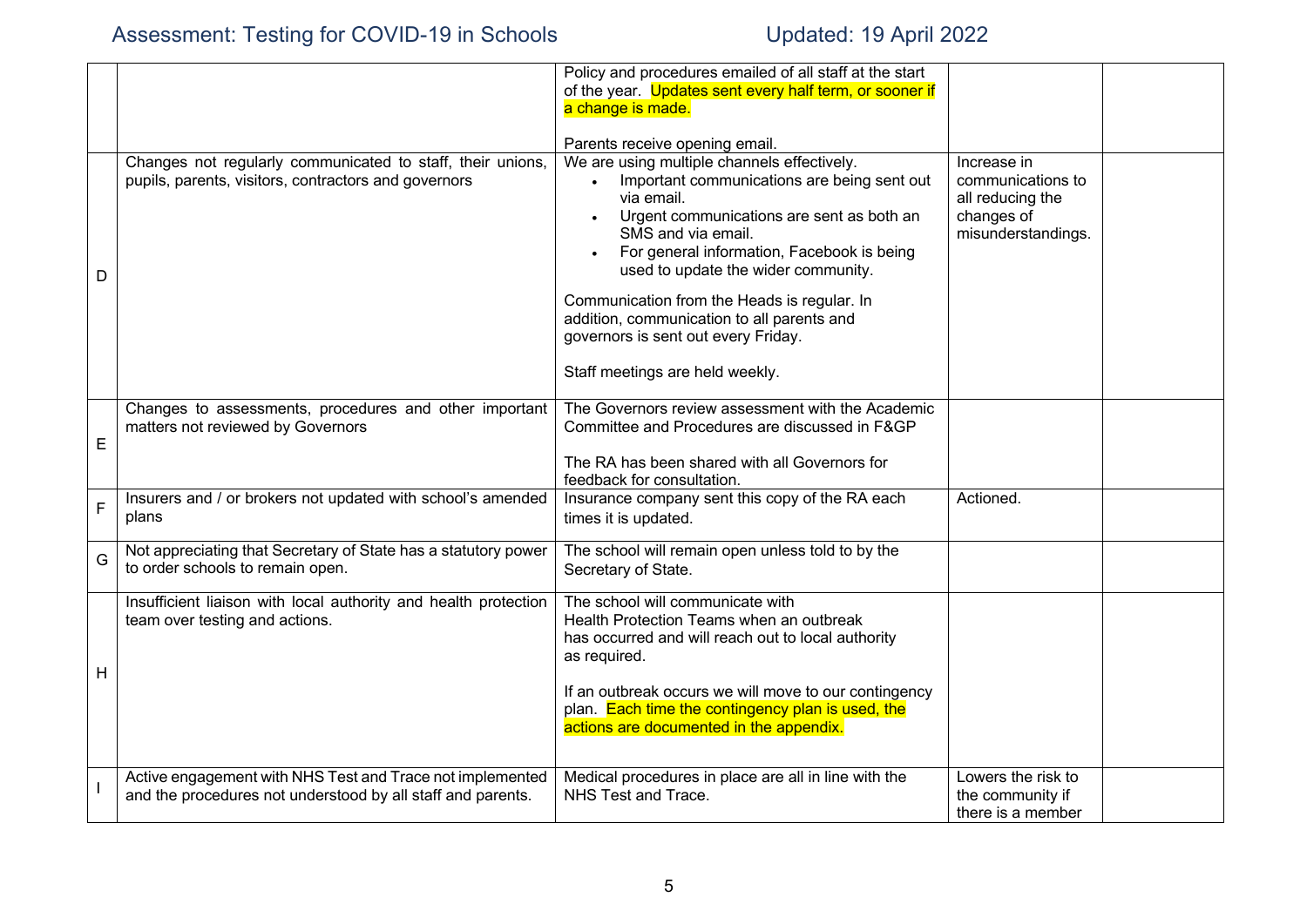| | | | | |
|---|---|---|---|---|
| | | Policy and procedures emailed of all staff at the start of the year. Updates sent every half term, or sooner if a change is made.<br><br>Parents receive opening email. | | |
| D | Changes not regularly communicated to staff, their unions, pupils, parents, visitors, contractors and governors | We are using multiple channels effectively.<br>• Important communications are being sent out via email.<br>• Urgent communications are sent as both an SMS and via email.<br>• For general information, Facebook is being used to update the wider community.<br><br>Communication from the Heads is regular. In addition, communication to all parents and governors is sent out every Friday.<br><br>Staff meetings are held weekly. | Increase in communications to all reducing the changes of misunderstandings. | |
| E | Changes to assessments, procedures and other important matters not reviewed by Governors | The Governors review assessment with the Academic Committee and Procedures are discussed in F&GP<br><br>The RA has been shared with all Governors for feedback for consultation. | | |
| F | Insurers and / or brokers not updated with school's amended plans | Insurance company sent this copy of the RA each times it is updated. | Actioned. | |
| G | Not appreciating that Secretary of State has a statutory power to order schools to remain open. | The school will remain open unless told to by the Secretary of State. | | |
| H | Insufficient liaison with local authority and health protection team over testing and actions. | The school will communicate with Health Protection Teams when an outbreak has occurred and will reach out to local authority as required.<br><br>If an outbreak occurs we will move to our contingency plan. Each time the contingency plan is used, the actions are documented in the appendix. | | |
| I | Active engagement with NHS Test and Trace not implemented and the procedures not understood by all staff and parents. | Medical procedures in place are all in line with the NHS Test and Trace. | Lowers the risk to the community if there is a member | |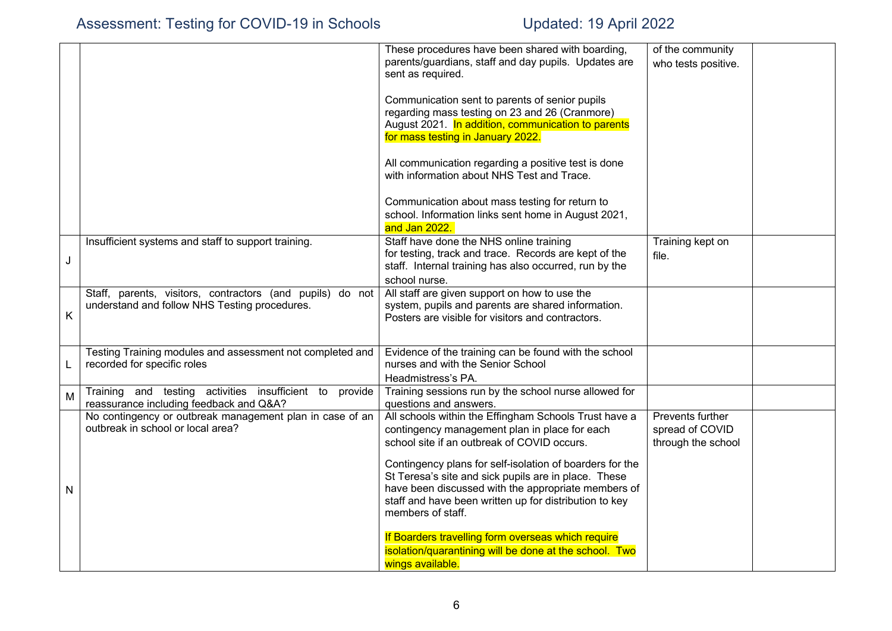| | | | | |
|---|---|---|---|---|
| | | These procedures have been shared with boarding, parents/guardians, staff and day pupils. Updates are sent as required.<br><br>Communication sent to parents of senior pupils regarding mass testing on 23 and 26 (Cranmore) August 2021. In addition, communication to parents for mass testing in January 2022.<br><br>All communication regarding a positive test is done with information about NHS Test and Trace.<br><br>Communication about mass testing for return to school. Information links sent home in August 2021, and Jan 2022. | of the community who tests positive. | |
| J | Insufficient systems and staff to support training. | Staff have done the NHS online training for testing, track and trace. Records are kept of the staff. Internal training has also occurred, run by the school nurse. | Training kept on file. | |
| K | Staff, parents, visitors, contractors (and pupils) do not understand and follow NHS Testing procedures. | All staff are given support on how to use the system, pupils and parents are shared information. Posters are visible for visitors and contractors. | | |
| L | Testing Training modules and assessment not completed and recorded for specific roles | Evidence of the training can be found with the school nurses and with the Senior School Headmistress's PA. | | |
| M | Training and testing activities insufficient to provide reassurance including feedback and Q&A? | Training sessions run by the school nurse allowed for questions and answers. | | |
| N | No contingency or outbreak management plan in case of an outbreak in school or local area? | All schools within the Effingham Schools Trust have a contingency management plan in place for each school site if an outbreak of COVID occurs.<br><br>Contingency plans for self-isolation of boarders for the St Teresa's site and sick pupils are in place. These have been discussed with the appropriate members of staff and have been written up for distribution to key members of staff.<br><br>If Boarders travelling form overseas which require isolation/quarantining will be done at the school. Two wings available. | Prevents further spread of COVID through the school | |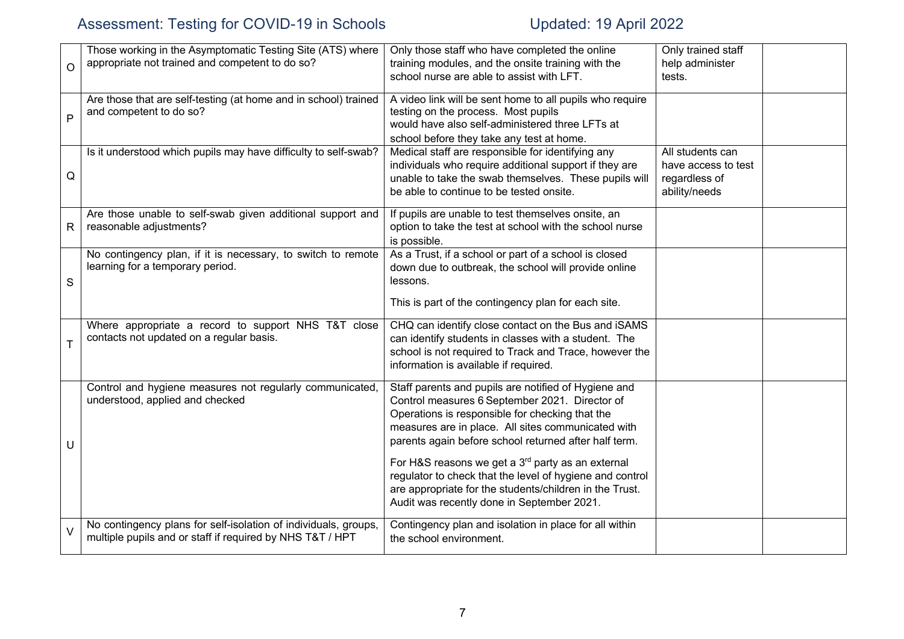| | | | | |
|---|---|---|---|---|
| O | Those working in the Asymptomatic Testing Site (ATS) where appropriate not trained and competent to do so? | Only those staff who have completed the online training modules, and the onsite training with the school nurse are able to assist with LFT. | Only trained staff help administer tests. | |
| P | Are those that are self-testing (at home and in school) trained and competent to do so? | A video link will be sent home to all pupils who require testing on the process. Most pupils would have also self-administered three LFTs at school before they take any test at home. | | |
| Q | Is it understood which pupils may have difficulty to self-swab? | Medical staff are responsible for identifying any individuals who require additional support if they are unable to take the swab themselves. These pupils will be able to continue to be tested onsite. | All students can have access to test regardless of ability/needs | |
| R | Are those unable to self-swab given additional support and reasonable adjustments? | If pupils are unable to test themselves onsite, an option to take the test at school with the school nurse is possible. | | |
| S | No contingency plan, if it is necessary, to switch to remote learning for a temporary period. | As a Trust, if a school or part of a school is closed down due to outbreak, the school will provide online lessons.<br><br>This is part of the contingency plan for each site. | | |
| T | Where appropriate a record to support NHS T&T close contacts not updated on a regular basis. | CHQ can identify close contact on the Bus and iSAMS can identify students in classes with a student. The school is not required to Track and Trace, however the information is available if required. | | |
| U | Control and hygiene measures not regularly communicated, understood, applied and checked | Staff parents and pupils are notified of Hygiene and Control measures 6 September 2021. Director of Operations is responsible for checking that the measures are in place. All sites communicated with parents again before school returned after half term.<br><br>For H&S reasons we get a 3rd party as an external regulator to check that the level of hygiene and control are appropriate for the students/children in the Trust. Audit was recently done in September 2021. | | |
| V | No contingency plans for self-isolation of individuals, groups, multiple pupils and or staff if required by NHS T&T / HPT | Contingency plan and isolation in place for all within the school environment. | | |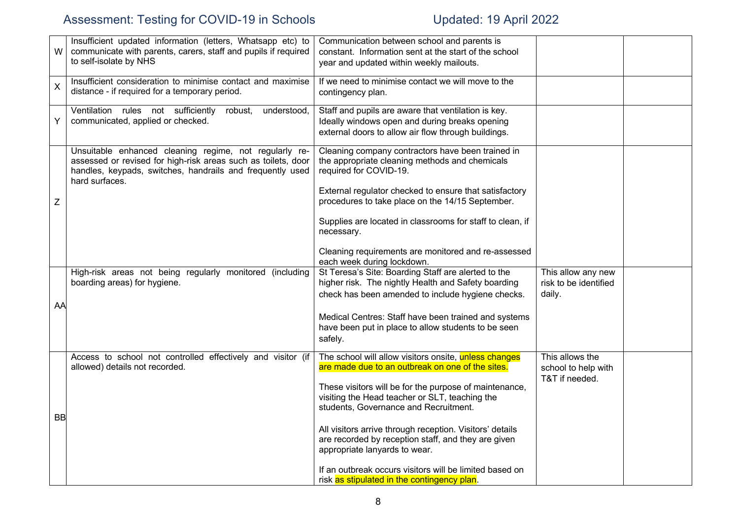| | | | | |
|---|---|---|---|---|
| W | Insufficient updated information (letters, Whatsapp etc) to communicate with parents, carers, staff and pupils if required to self-isolate by NHS | Communication between school and parents is constant. Information sent at the start of the school year and updated within weekly mailouts. | | |
| X | Insufficient consideration to minimise contact and maximise distance - if required for a temporary period. | If we need to minimise contact we will move to the contingency plan. | | |
| Y | Ventilation rules not sufficiently robust, understood, communicated, applied or checked. | Staff and pupils are aware that ventilation is key. Ideally windows open and during breaks opening external doors to allow air flow through buildings. | | |
| Z | Unsuitable enhanced cleaning regime, not regularly re-assessed or revised for high-risk areas such as toilets, door handles, keypads, switches, handrails and frequently used hard surfaces. | Cleaning company contractors have been trained in the appropriate cleaning methods and chemicals required for COVID-19.<br><br>External regulator checked to ensure that satisfactory procedures to take place on the 14/15 September.<br><br>Supplies are located in classrooms for staff to clean, if necessary.<br><br>Cleaning requirements are monitored and re-assessed each week during lockdown. | | |
| AA | High-risk areas not being regularly monitored (including boarding areas) for hygiene. | St Teresa's Site: Boarding Staff are alerted to the higher risk. The nightly Health and Safety boarding check has been amended to include hygiene checks.<br><br>Medical Centres: Staff have been trained and systems have been put in place to allow students to be seen safely. | This allow any new risk to be identified daily. | |
| BB | Access to school not controlled effectively and visitor (if allowed) details not recorded. | The school will allow visitors onsite, unless changes are made due to an outbreak on one of the sites.<br><br>These visitors will be for the purpose of maintenance, visiting the Head teacher or SLT, teaching the students, Governance and Recruitment.<br><br>All visitors arrive through reception. Visitors' details are recorded by reception staff, and they are given appropriate lanyards to wear.<br><br>If an outbreak occurs visitors will be limited based on risk as stipulated in the contingency plan. | This allows the school to help with T&T if needed. | |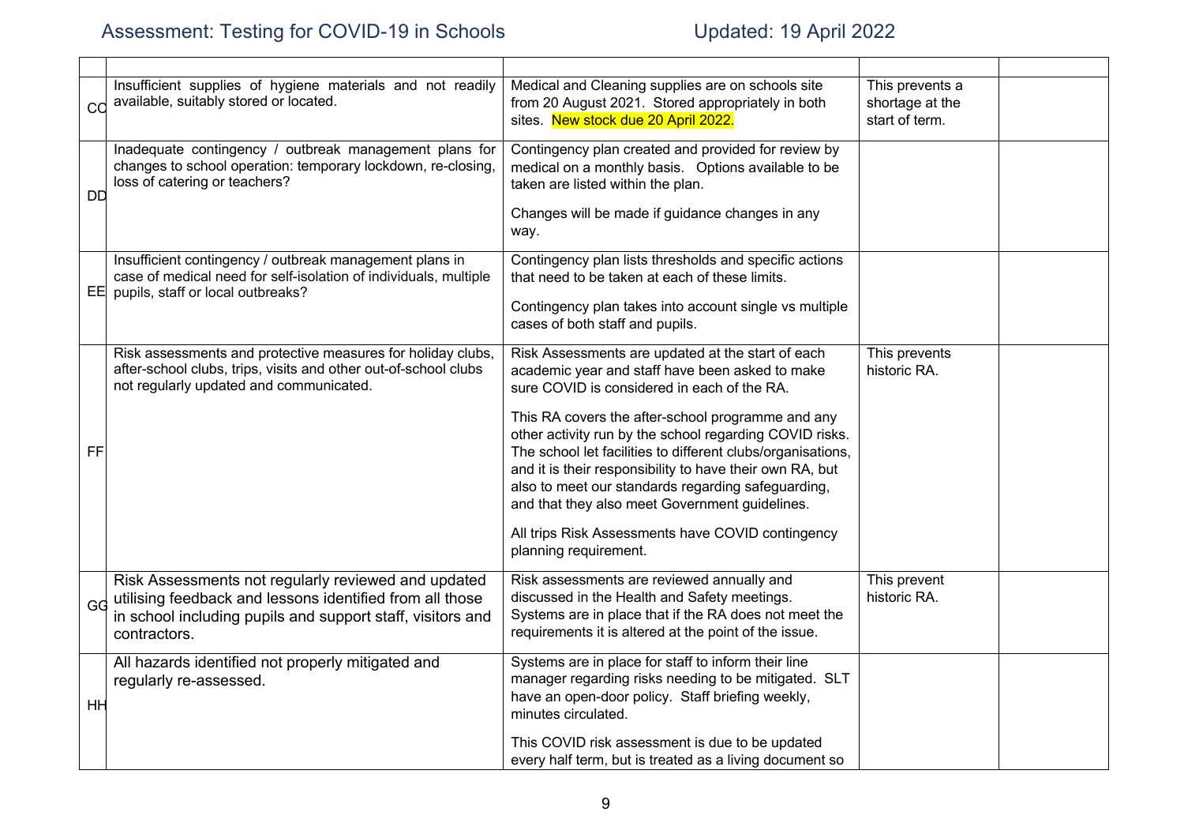| | | | | |
|---|---|---|---|---|
| CC | Insufficient supplies of hygiene materials and not readily available, suitably stored or located. | Medical and Cleaning supplies are on schools site from 20 August 2021. Stored appropriately in both sites. New stock due 20 April 2022. | This prevents a shortage at the start of term. | |
| DD | Inadequate contingency / outbreak management plans for changes to school operation: temporary lockdown, re-closing, loss of catering or teachers? | Contingency plan created and provided for review by medical on a monthly basis. Options available to be taken are listed within the plan.<br><br>Changes will be made if guidance changes in any way. | | |
| EE | Insufficient contingency / outbreak management plans in case of medical need for self-isolation of individuals, multiple pupils, staff or local outbreaks? | Contingency plan lists thresholds and specific actions that need to be taken at each of these limits.<br><br>Contingency plan takes into account single vs multiple cases of both staff and pupils. | | |
| FF | Risk assessments and protective measures for holiday clubs, after-school clubs, trips, visits and other out-of-school clubs not regularly updated and communicated. | Risk Assessments are updated at the start of each academic year and staff have been asked to make sure COVID is considered in each of the RA.<br><br>This RA covers the after-school programme and any other activity run by the school regarding COVID risks. The school let facilities to different clubs/organisations, and it is their responsibility to have their own RA, but also to meet our standards regarding safeguarding, and that they also meet Government guidelines.<br><br>All trips Risk Assessments have COVID contingency planning requirement. | This prevents historic RA. | |
| GG | Risk Assessments not regularly reviewed and updated utilising feedback and lessons identified from all those in school including pupils and support staff, visitors and contractors. | Risk assessments are reviewed annually and discussed in the Health and Safety meetings. Systems are in place that if the RA does not meet the requirements it is altered at the point of the issue. | This prevent historic RA. | |
| HH | All hazards identified not properly mitigated and regularly re-assessed. | Systems are in place for staff to inform their line manager regarding risks needing to be mitigated. SLT have an open-door policy. Staff briefing weekly, minutes circulated.<br><br>This COVID risk assessment is due to be updated every half term, but is treated as a living document so | | |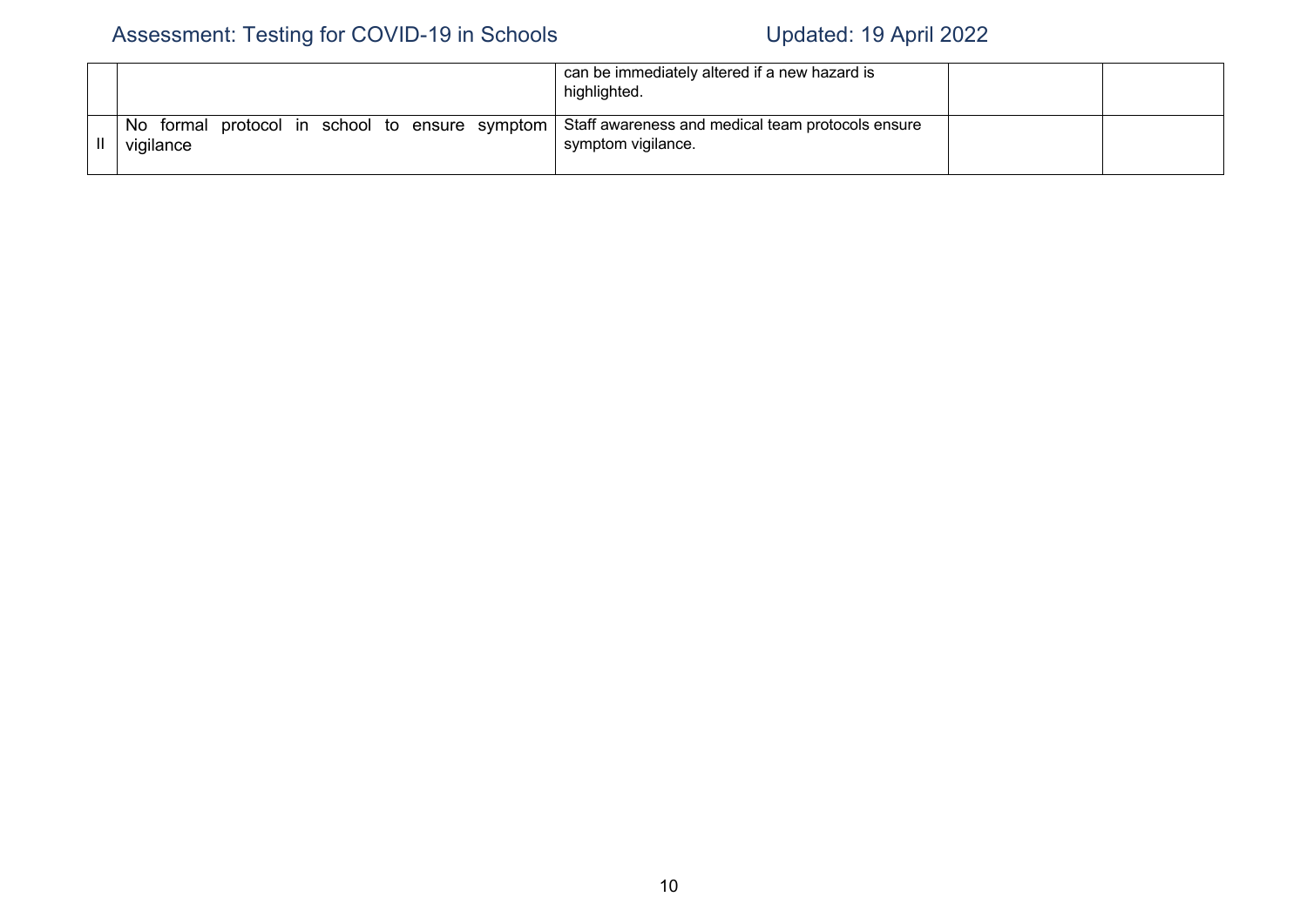| | | | | |
|---|---|---|---|---|
| | | can be immediately altered if a new hazard is highlighted. | | |
| ll | No formal protocol in school to ensure symptom vigilance | Staff awareness and medical team protocols ensure symptom vigilance. | | |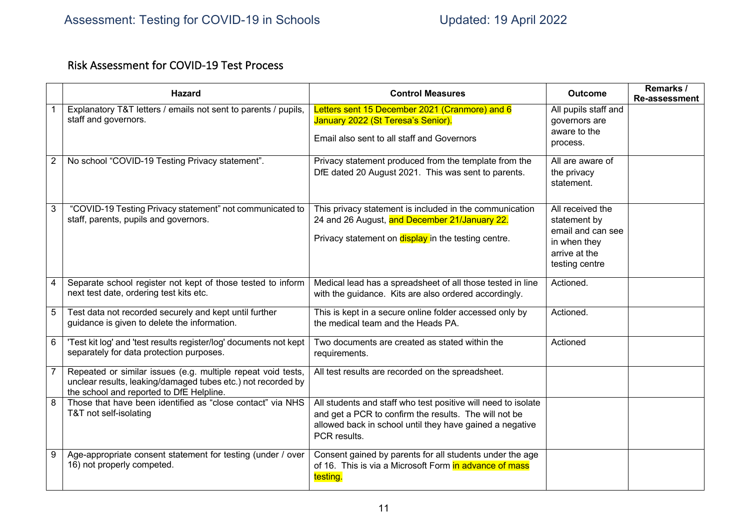## Risk Assessment for COVID-19 Test Process

| | Hazard | Control Measures | Outcome | Remarks / Re-assessment |
|---|---|---|---|---|
| 1 | Explanatory T&T letters / emails not sent to parents / pupils, staff and governors. | Letters sent 15 December 2021 (Cranmore) and 6 January 2022 (St Teresa's Senior).<br><br>Email also sent to all staff and Governors | All pupils staff and governors are aware to the process. | |
| 2 | No school "COVID-19 Testing Privacy statement". | Privacy statement produced from the template from the DfE dated 20 August 2021. This was sent to parents. | All are aware of the privacy statement. | |
| 3 | "COVID-19 Testing Privacy statement" not communicated to staff, parents, pupils and governors. | This privacy statement is included in the communication 24 and 26 August, and December 21/January 22.<br><br>Privacy statement on display in the testing centre. | All received the statement by email and can see in when they arrive at the testing centre | |
| 4 | Separate school register not kept of those tested to inform next test date, ordering test kits etc. | Medical lead has a spreadsheet of all those tested in line with the guidance. Kits are also ordered accordingly. | Actioned. | |
| 5 | Test data not recorded securely and kept until further guidance is given to delete the information. | This is kept in a secure online folder accessed only by the medical team and the Heads PA. | Actioned. | |
| 6 | 'Test kit log' and 'test results register/log' documents not kept separately for data protection purposes. | Two documents are created as stated within the requirements. | Actioned | |
| 7 | Repeated or similar issues (e.g. multiple repeat void tests, unclear results, leaking/damaged tubes etc.) not recorded by the school and reported to DfE Helpline. | All test results are recorded on the spreadsheet. | | |
| 8 | Those that have been identified as "close contact" via NHS T&T not self-isolating | All students and staff who test positive will need to isolate and get a PCR to confirm the results. The will not be allowed back in school until they have gained a negative PCR results. | | |
| 9 | Age-appropriate consent statement for testing (under / over 16) not properly competed. | Consent gained by parents for all students under the age of 16. This is via a Microsoft Form in advance of mass testing. | | |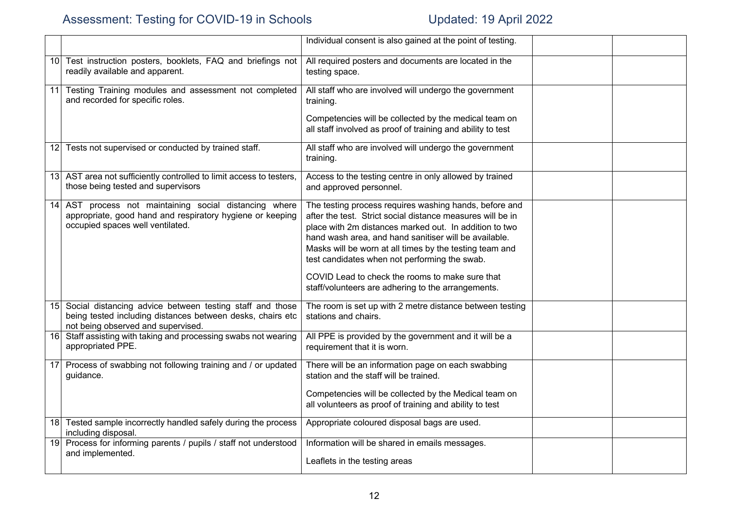| | | | | |
|---|---|---|---|---|
| | | Individual consent is also gained at the point of testing. | | |
| 10 | Test instruction posters, booklets, FAQ and briefings not readily available and apparent. | All required posters and documents are located in the testing space. | | |
| 11 | Testing Training modules and assessment not completed and recorded for specific roles. | All staff who are involved will undergo the government training.<br><br>Competencies will be collected by the medical team on all staff involved as proof of training and ability to test | | |
| 12 | Tests not supervised or conducted by trained staff. | All staff who are involved will undergo the government training. | | |
| 13 | AST area not sufficiently controlled to limit access to testers, those being tested and supervisors | Access to the testing centre in only allowed by trained and approved personnel. | | |
| 14 | AST process not maintaining social distancing where appropriate, good hand and respiratory hygiene or keeping occupied spaces well ventilated. | The testing process requires washing hands, before and after the test. Strict social distance measures will be in place with 2m distances marked out. In addition to two hand wash area, and hand sanitiser will be available. Masks will be worn at all times by the testing team and test candidates when not performing the swab.<br><br>COVID Lead to check the rooms to make sure that staff/volunteers are adhering to the arrangements. | | |
| 15 | Social distancing advice between testing staff and those being tested including distances between desks, chairs etc not being observed and supervised. | The room is set up with 2 metre distance between testing stations and chairs. | | |
| 16 | Staff assisting with taking and processing swabs not wearing appropriated PPE. | All PPE is provided by the government and it will be a requirement that it is worn. | | |
| 17 | Process of swabbing not following training and / or updated guidance. | There will be an information page on each swabbing station and the staff will be trained.<br><br>Competencies will be collected by the Medical team on all volunteers as proof of training and ability to test | | |
| 18 | Tested sample incorrectly handled safely during the process including disposal. | Appropriate coloured disposal bags are used. | | |
| 19 | Process for informing parents / pupils / staff not understood and implemented. | Information will be shared in emails messages.<br><br>Leaflets in the testing areas | | |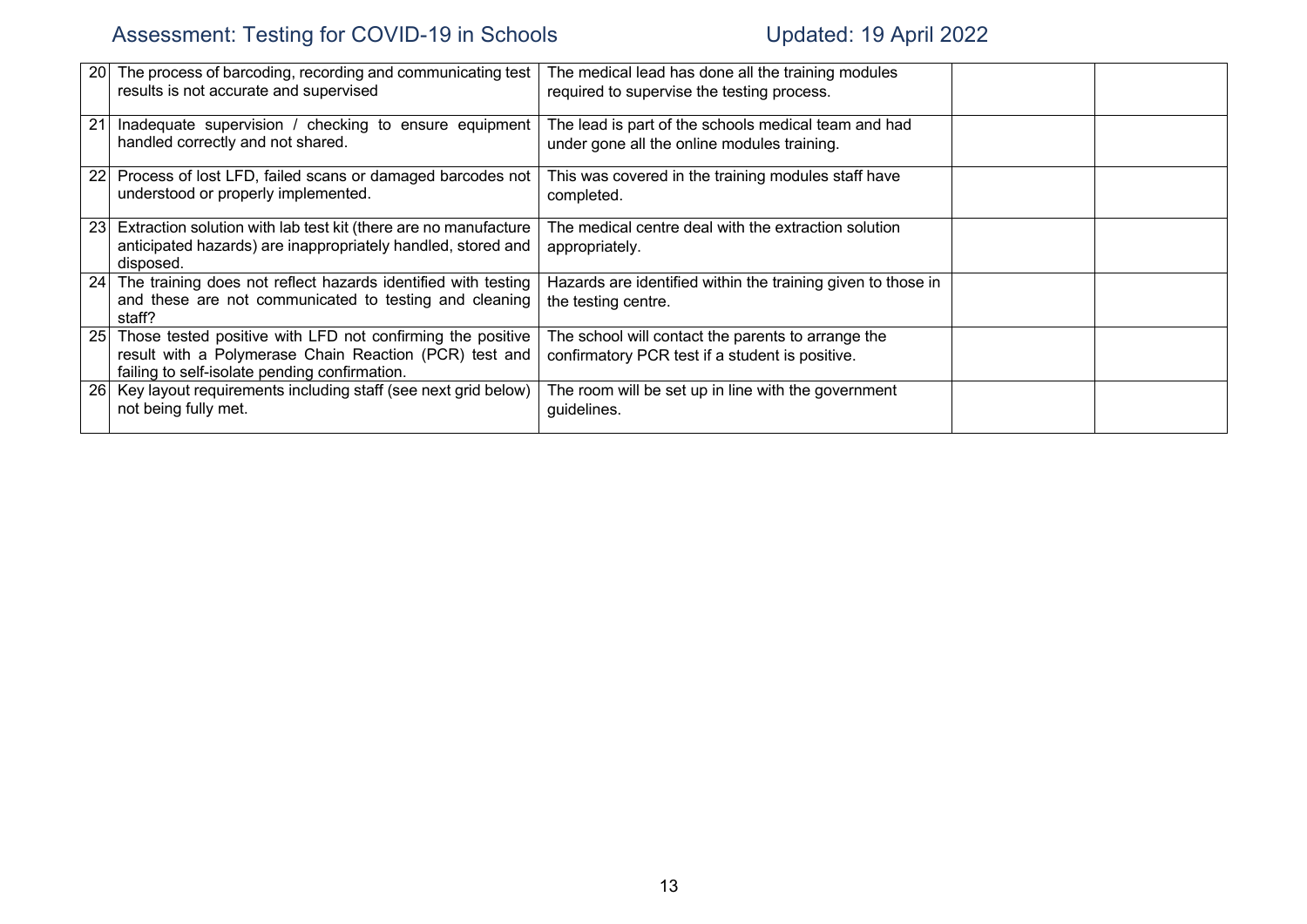| | | | | |
|---|---|---|---|---|
| 20 | The process of barcoding, recording and communicating test results is not accurate and supervised | The medical lead has done all the training modules required to supervise the testing process. | | |
| 21 | Inadequate supervision / checking to ensure equipment handled correctly and not shared. | The lead is part of the schools medical team and had under gone all the online modules training. | | |
| 22 | Process of lost LFD, failed scans or damaged barcodes not understood or properly implemented. | This was covered in the training modules staff have completed. | | |
| 23 | Extraction solution with lab test kit (there are no manufacture anticipated hazards) are inappropriately handled, stored and disposed. | The medical centre deal with the extraction solution appropriately. | | |
| 24 | The training does not reflect hazards identified with testing and these are not communicated to testing and cleaning staff? | Hazards are identified within the training given to those in the testing centre. | | |
| 25 | Those tested positive with LFD not confirming the positive result with a Polymerase Chain Reaction (PCR) test and failing to self-isolate pending confirmation. | The school will contact the parents to arrange the confirmatory PCR test if a student is positive. | | |
| 26 | Key layout requirements including staff (see next grid below) not being fully met. | The room will be set up in line with the government guidelines. | | |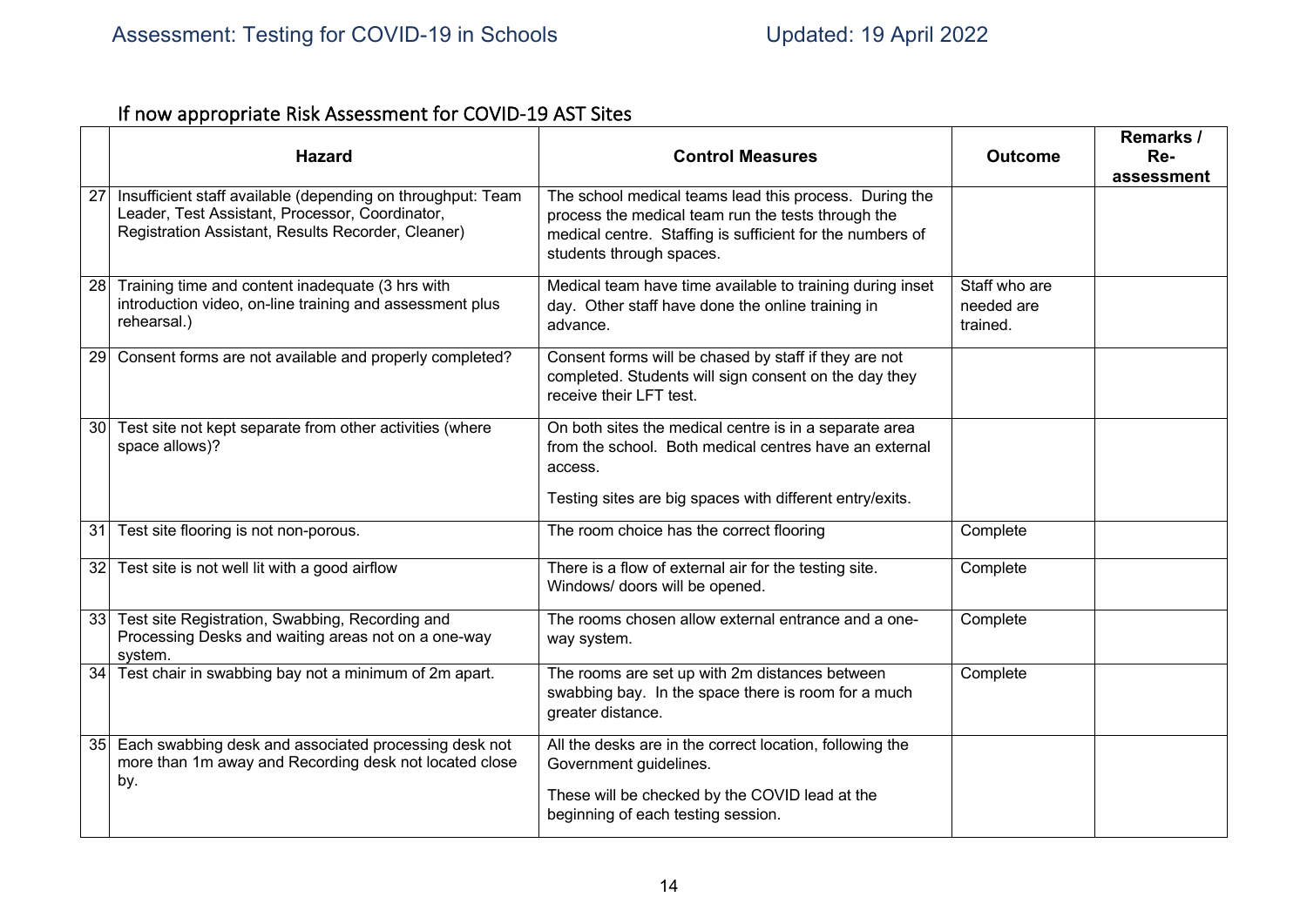## If now appropriate Risk Assessment for COVID-19 AST Sites

| | Hazard | Control Measures | Outcome | Remarks / Re-assessment |
|---|---|---|---|---|
| 27 | Insufficient staff available (depending on throughput: Team Leader, Test Assistant, Processor, Coordinator, Registration Assistant, Results Recorder, Cleaner) | The school medical teams lead this process. During the process the medical team run the tests through the medical centre. Staffing is sufficient for the numbers of students through spaces. | | |
| 28 | Training time and content inadequate (3 hrs with introduction video, on-line training and assessment plus rehearsal.) | Medical team have time available to training during inset day. Other staff have done the online training in advance. | Staff who are needed are trained. | |
| 29 | Consent forms are not available and properly completed? | Consent forms will be chased by staff if they are not completed. Students will sign consent on the day they receive their LFT test. | | |
| 30 | Test site not kept separate from other activities (where space allows)? | On both sites the medical centre is in a separate area from the school. Both medical centres have an external access.<br><br>Testing sites are big spaces with different entry/exits. | | |
| 31 | Test site flooring is not non-porous. | The room choice has the correct flooring | Complete | |
| 32 | Test site is not well lit with a good airflow | There is a flow of external air for the testing site. Windows/ doors will be opened. | Complete | |
| 33 | Test site Registration, Swabbing, Recording and Processing Desks and waiting areas not on a one-way system. | The rooms chosen allow external entrance and a one-way system. | Complete | |
| 34 | Test chair in swabbing bay not a minimum of 2m apart. | The rooms are set up with 2m distances between swabbing bay. In the space there is room for a much greater distance. | Complete | |
| 35 | Each swabbing desk and associated processing desk not more than 1m away and Recording desk not located close by. | All the desks are in the correct location, following the Government guidelines.<br><br>These will be checked by the COVID lead at the beginning of each testing session. | | |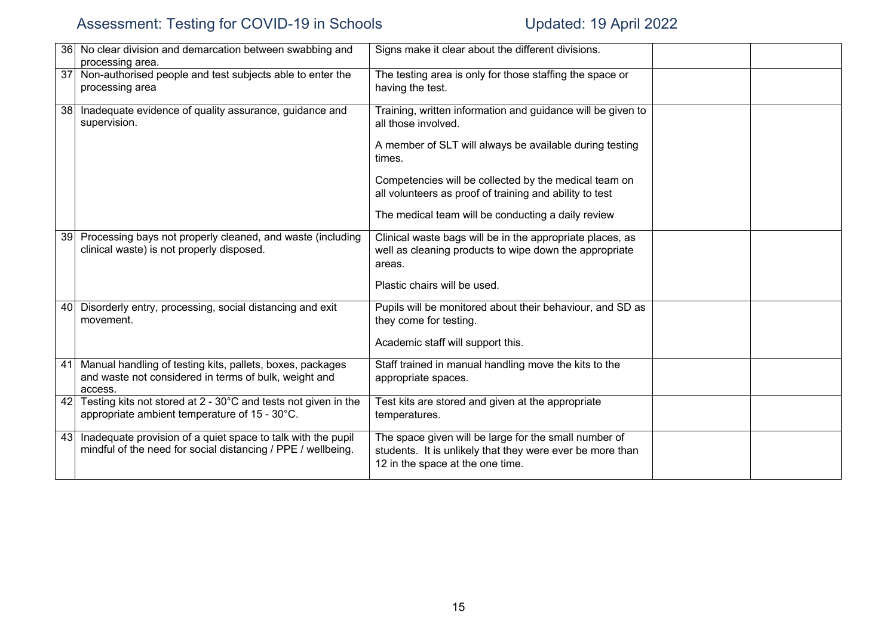| | | | | |
|---|---|---|---|---|
| 36 | No clear division and demarcation between swabbing and processing area. | Signs make it clear about the different divisions. | | |
| 37 | Non-authorised people and test subjects able to enter the processing area | The testing area is only for those staffing the space or having the test. | | |
| 38 | Inadequate evidence of quality assurance, guidance and supervision. | Training, written information and guidance will be given to all those involved.<br><br>A member of SLT will always be available during testing times.<br><br>Competencies will be collected by the medical team on all volunteers as proof of training and ability to test<br><br>The medical team will be conducting a daily review | | |
| 39 | Processing bays not properly cleaned, and waste (including clinical waste) is not properly disposed. | Clinical waste bags will be in the appropriate places, as well as cleaning products to wipe down the appropriate areas.<br><br>Plastic chairs will be used. | | |
| 40 | Disorderly entry, processing, social distancing and exit movement. | Pupils will be monitored about their behaviour, and SD as they come for testing.<br><br>Academic staff will support this. | | |
| 41 | Manual handling of testing kits, pallets, boxes, packages and waste not considered in terms of bulk, weight and access. | Staff trained in manual handling move the kits to the appropriate spaces. | | |
| 42 | Testing kits not stored at 2 - 30°C and tests not given in the appropriate ambient temperature of 15 - 30°C. | Test kits are stored and given at the appropriate temperatures. | | |
| 43 | Inadequate provision of a quiet space to talk with the pupil mindful of the need for social distancing / PPE / wellbeing. | The space given will be large for the small number of students. It is unlikely that they were ever be more than 12 in the space at the one time. | | |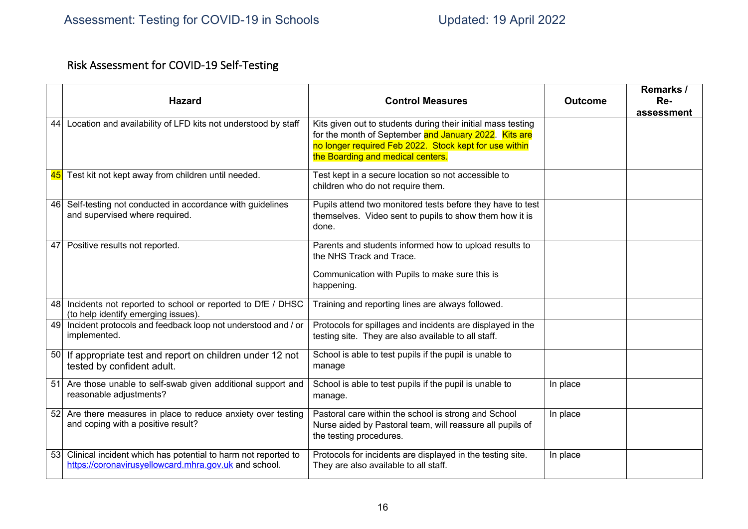## Risk Assessment for COVID-19 Self-Testing

| | Hazard | Control Measures | Outcome | Remarks / Re-assessment |
|---|---|---|---|---|
| 44 | Location and availability of LFD kits not understood by staff | Kits given out to students during their initial mass testing for the month of September and January 2022. Kits are no longer required Feb 2022. Stock kept for use within the Boarding and medical centers. | | |
| 45 | Test kit not kept away from children until needed. | Test kept in a secure location so not accessible to children who do not require them. | | |
| 46 | Self-testing not conducted in accordance with guidelines and supervised where required. | Pupils attend two monitored tests before they have to test themselves. Video sent to pupils to show them how it is done. | | |
| 47 | Positive results not reported. | Parents and students informed how to upload results to the NHS Track and Trace.<br><br>Communication with Pupils to make sure this is happening. | | |
| 48 | Incidents not reported to school or reported to DfE / DHSC (to help identify emerging issues). | Training and reporting lines are always followed. | | |
| 49 | Incident protocols and feedback loop not understood and / or implemented. | Protocols for spillages and incidents are displayed in the testing site. They are also available to all staff. | | |
| 50 | If appropriate test and report on children under 12 not tested by confident adult. | School is able to test pupils if the pupil is unable to manage | | |
| 51 | Are those unable to self-swab given additional support and reasonable adjustments? | School is able to test pupils if the pupil is unable to manage. | In place | |
| 52 | Are there measures in place to reduce anxiety over testing and coping with a positive result? | Pastoral care within the school is strong and School Nurse aided by Pastoral team, will reassure all pupils of the testing procedures. | In place | |
| 53 | Clinical incident which has potential to harm not reported to https://coronavirusyellowcard.mhra.gov.uk and school. | Protocols for incidents are displayed in the testing site. They are also available to all staff. | In place | |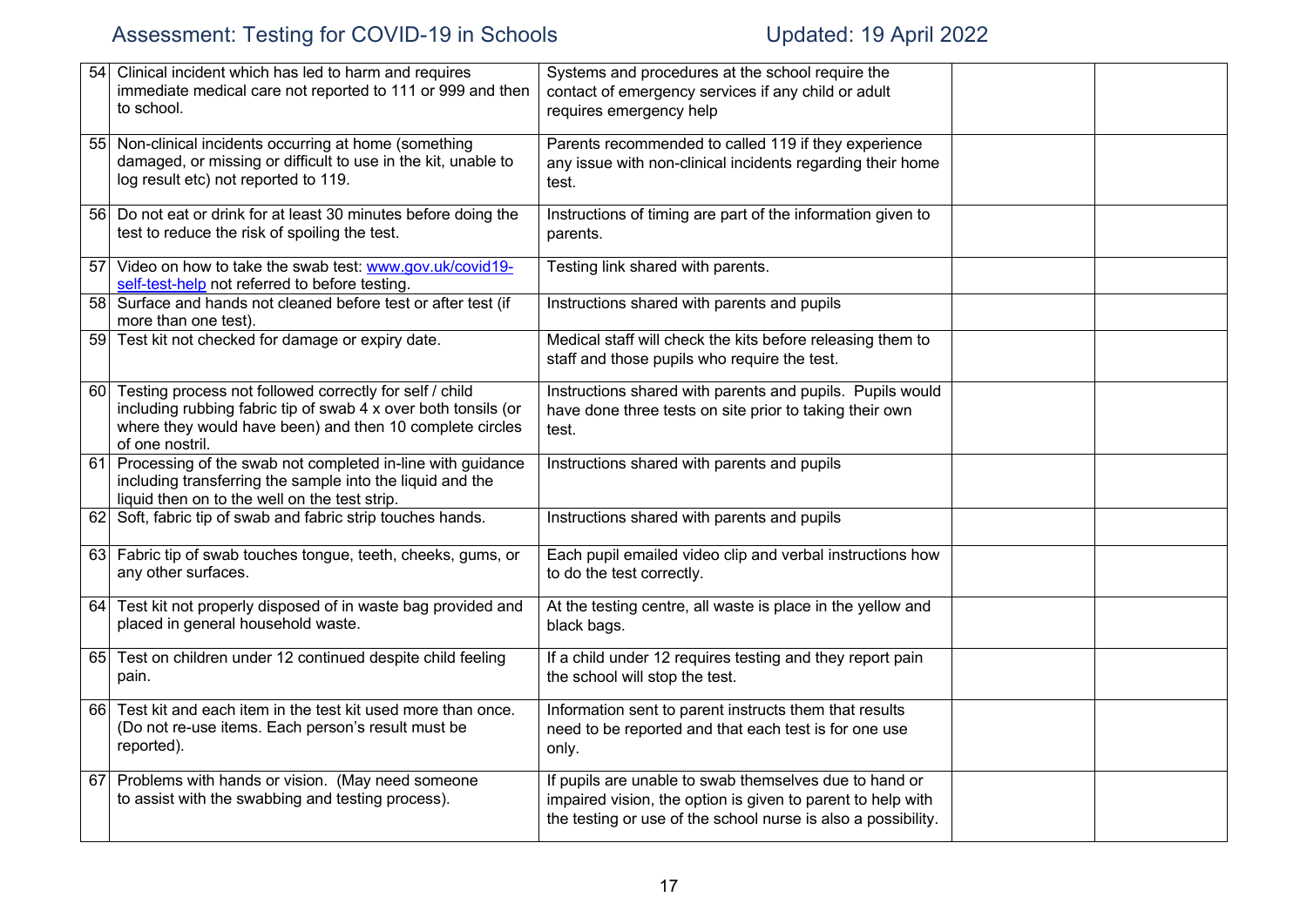| | | | | |
|---|---|---|---|---|
| 54 | Clinical incident which has led to harm and requires immediate medical care not reported to 111 or 999 and then to school. | Systems and procedures at the school require the contact of emergency services if any child or adult requires emergency help | | |
| 55 | Non-clinical incidents occurring at home (something damaged, or missing or difficult to use in the kit, unable to log result etc) not reported to 119. | Parents recommended to called 119 if they experience any issue with non-clinical incidents regarding their home test. | | |
| 56 | Do not eat or drink for at least 30 minutes before doing the test to reduce the risk of spoiling the test. | Instructions of timing are part of the information given to parents. | | |
| 57 | Video on how to take the swab test: [www.gov.uk/covid19-self-test-help](www.gov.uk/covid19-self-test-help) not referred to before testing. | Testing link shared with parents. | | |
| 58 | Surface and hands not cleaned before test or after test (if more than one test). | Instructions shared with parents and pupils | | |
| 59 | Test kit not checked for damage or expiry date. | Medical staff will check the kits before releasing them to staff and those pupils who require the test. | | |
| 60 | Testing process not followed correctly for self / child including rubbing fabric tip of swab 4 x over both tonsils (or where they would have been) and then 10 complete circles of one nostril. | Instructions shared with parents and pupils. Pupils would have done three tests on site prior to taking their own test. | | |
| 61 | Processing of the swab not completed in-line with guidance including transferring the sample into the liquid and the liquid then on to the well on the test strip. | Instructions shared with parents and pupils | | |
| 62 | Soft, fabric tip of swab and fabric strip touches hands. | Instructions shared with parents and pupils | | |
| 63 | Fabric tip of swab touches tongue, teeth, cheeks, gums, or any other surfaces. | Each pupil emailed video clip and verbal instructions how to do the test correctly. | | |
| 64 | Test kit not properly disposed of in waste bag provided and placed in general household waste. | At the testing centre, all waste is place in the yellow and black bags. | | |
| 65 | Test on children under 12 continued despite child feeling pain. | If a child under 12 requires testing and they report pain the school will stop the test. | | |
| 66 | Test kit and each item in the test kit used more than once. (Do not re-use items. Each person's result must be reported). | Information sent to parent instructs them that results need to be reported and that each test is for one use only. | | |
| 67 | Problems with hands or vision. (May need someone to assist with the swabbing and testing process). | If pupils are unable to swab themselves due to hand or impaired vision, the option is given to parent to help with the testing or use of the school nurse is also a possibility. | | |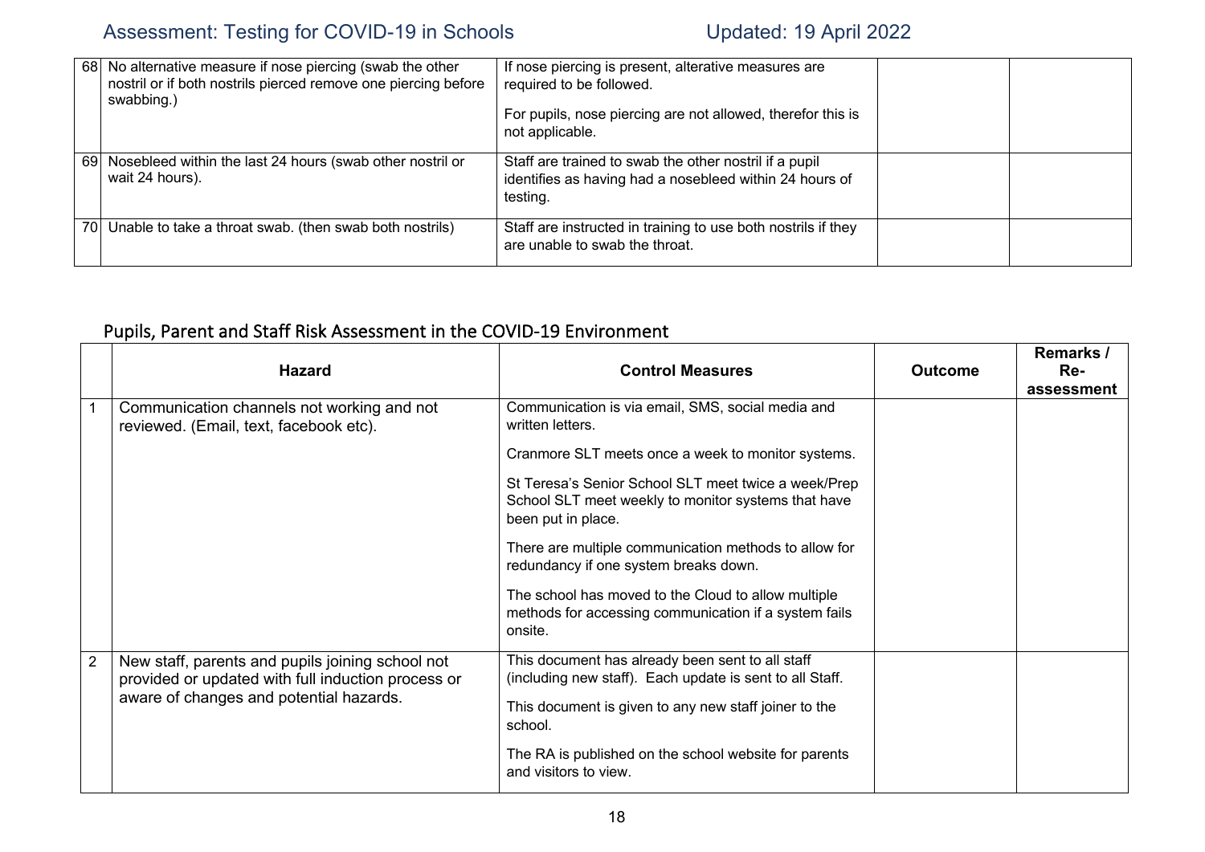| | | | | |
|---|---|---|---|---|
| 68 | No alternative measure if nose piercing (swab the other nostril or if both nostrils pierced remove one piercing before swabbing.) | If nose piercing is present, alterative measures are required to be followed.<br><br>For pupils, nose piercing are not allowed, therefor this is not applicable. | | |
| 69 | Nosebleed within the last 24 hours (swab other nostril or wait 24 hours). | Staff are trained to swab the other nostril if a pupil identifies as having had a nosebleed within 24 hours of testing. | | |
| 70 | Unable to take a throat swab. (then swab both nostrils) | Staff are instructed in training to use both nostrils if they are unable to swab the throat. | | |

## Pupils, Parent and Staff Risk Assessment in the COVID-19 Environment

| | Hazard | Control Measures | Outcome | Remarks / Re-assessment |
|---|---|---|---|---|
| 1 | Communication channels not working and not reviewed. (Email, text, facebook etc). | Communication is via email, SMS, social media and written letters.<br><br>Cranmore SLT meets once a week to monitor systems.<br><br>St Teresa's Senior School SLT meet twice a week/Prep School SLT meet weekly to monitor systems that have been put in place.<br><br>There are multiple communication methods to allow for redundancy if one system breaks down.<br><br>The school has moved to the Cloud to allow multiple methods for accessing communication if a system fails onsite. | | |
| 2 | New staff, parents and pupils joining school not provided or updated with full induction process or aware of changes and potential hazards. | This document has already been sent to all staff (including new staff). Each update is sent to all Staff.<br><br>This document is given to any new staff joiner to the school.<br><br>The RA is published on the school website for parents and visitors to view. | | |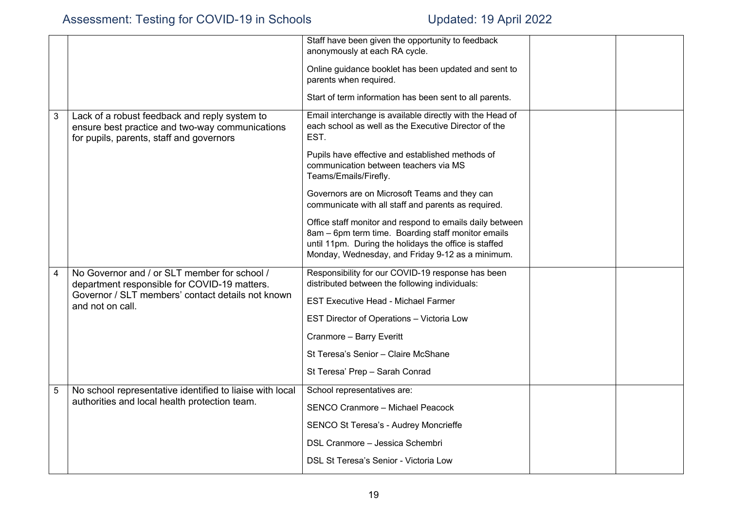| | | | | |
|---|---|---|---|---|
| | | Staff have been given the opportunity to feedback anonymously at each RA cycle.<br><br>Online guidance booklet has been updated and sent to parents when required.<br><br>Start of term information has been sent to all parents. | | |
| 3 | Lack of a robust feedback and reply system to ensure best practice and two-way communications for pupils, parents, staff and governors | Email interchange is available directly with the Head of each school as well as the Executive Director of the EST.<br><br>Pupils have effective and established methods of communication between teachers via MS Teams/Emails/Firefly.<br><br>Governors are on Microsoft Teams and they can communicate with all staff and parents as required.<br><br>Office staff monitor and respond to emails daily between 8am – 6pm term time. Boarding staff monitor emails until 11pm. During the holidays the office is staffed Monday, Wednesday, and Friday 9-12 as a minimum. | | |
| 4 | No Governor and / or SLT member for school / department responsible for COVID-19 matters. Governor / SLT members' contact details not known and not on call. | Responsibility for our COVID-19 response has been distributed between the following individuals:<br><br>EST Executive Head - Michael Farmer<br><br>EST Director of Operations – Victoria Low<br><br>Cranmore – Barry Everitt<br><br>St Teresa's Senior – Claire McShane<br><br>St Teresa' Prep – Sarah Conrad | | |
| 5 | No school representative identified to liaise with local authorities and local health protection team. | School representatives are:<br><br>SENCO Cranmore – Michael Peacock<br><br>SENCO St Teresa's - Audrey Moncrieffe<br><br>DSL Cranmore – Jessica Schembri<br><br>DSL St Teresa's Senior - Victoria Low | | |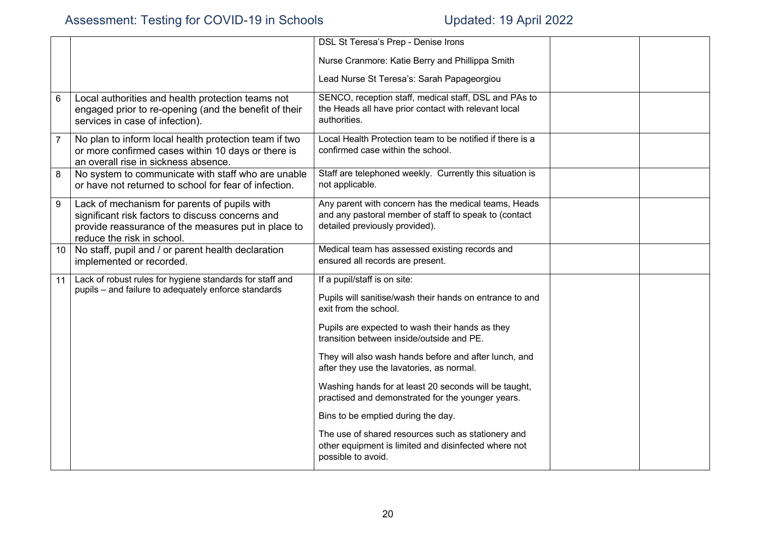| | | | | |
|---|---|---|---|---|
| | | DSL St Teresa's Prep - Denise Irons<br><br>Nurse Cranmore: Katie Berry and Phillippa Smith<br><br>Lead Nurse St Teresa's: Sarah Papageorgiou | | |
| 6 | Local authorities and health protection teams not engaged prior to re-opening (and the benefit of their services in case of infection). | SENCO, reception staff, medical staff, DSL and PAs to the Heads all have prior contact with relevant local authorities. | | |
| 7 | No plan to inform local health protection team if two or more confirmed cases within 10 days or there is an overall rise in sickness absence. | Local Health Protection team to be notified if there is a confirmed case within the school. | | |
| 8 | No system to communicate with staff who are unable or have not returned to school for fear of infection. | Staff are telephoned weekly. Currently this situation is not applicable. | | |
| 9 | Lack of mechanism for parents of pupils with significant risk factors to discuss concerns and provide reassurance of the measures put in place to reduce the risk in school. | Any parent with concern has the medical teams, Heads and any pastoral member of staff to speak to (contact detailed previously provided). | | |
| 10 | No staff, pupil and / or parent health declaration implemented or recorded. | Medical team has assessed existing records and ensured all records are present. | | |
| 11 | Lack of robust rules for hygiene standards for staff and pupils – and failure to adequately enforce standards | If a pupil/staff is on site:<br><br>Pupils will sanitise/wash their hands on entrance to and exit from the school.<br><br>Pupils are expected to wash their hands as they transition between inside/outside and PE.<br><br>They will also wash hands before and after lunch, and after they use the lavatories, as normal.<br><br>Washing hands for at least 20 seconds will be taught, practised and demonstrated for the younger years.<br><br>Bins to be emptied during the day.<br><br>The use of shared resources such as stationery and other equipment is limited and disinfected where not possible to avoid. | | |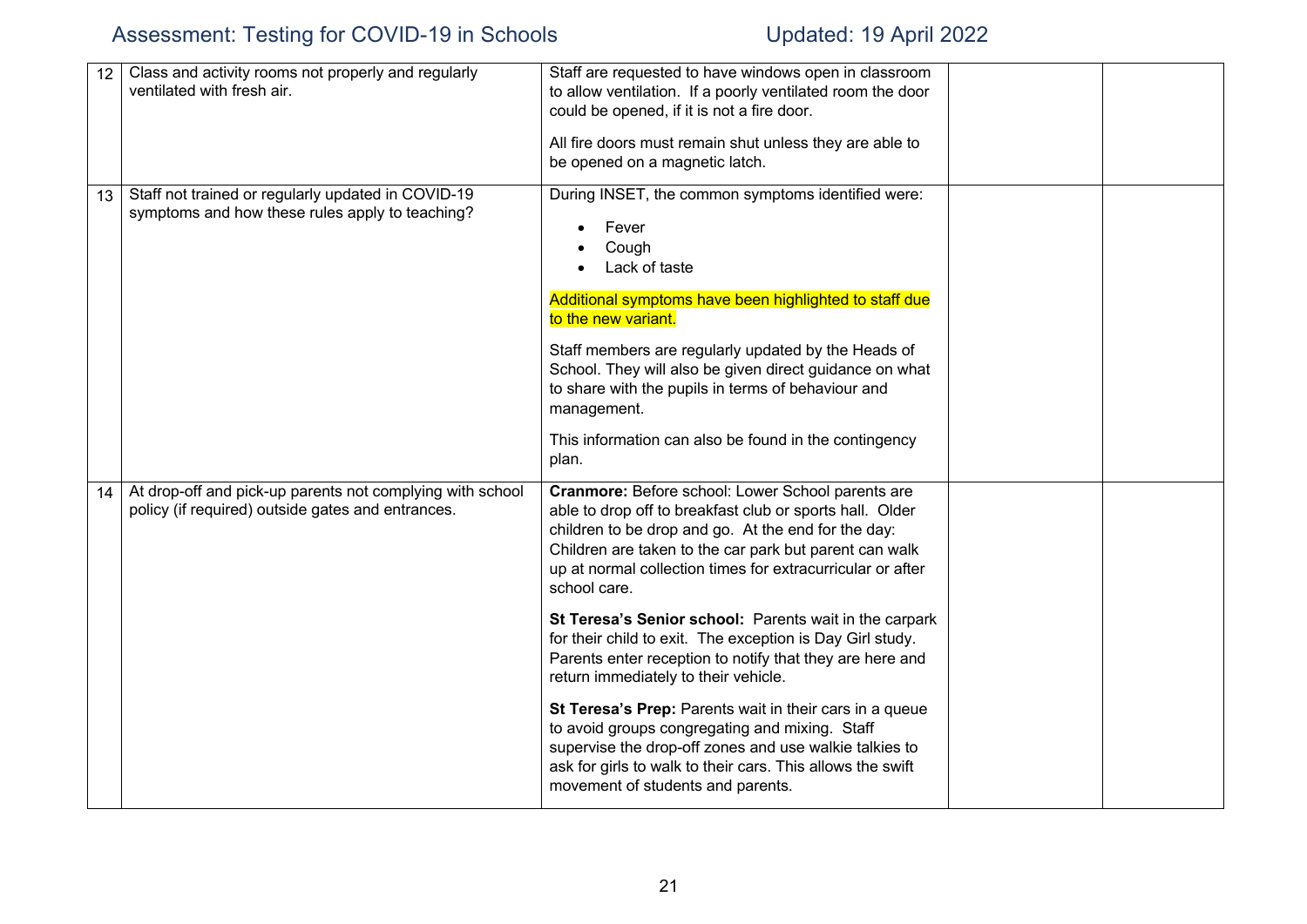| | | | | |
|---|---|---|---|---|
| 12 | Class and activity rooms not properly and regularly ventilated with fresh air. | Staff are requested to have windows open in classroom to allow ventilation. If a poorly ventilated room the door could be opened, if it is not a fire door.<br><br>All fire doors must remain shut unless they are able to be opened on a magnetic latch. | | |
| 13 | Staff not trained or regularly updated in COVID-19 symptoms and how these rules apply to teaching? | During INSET, the common symptoms identified were:<br><br>• Fever<br>• Cough<br>• Lack of taste<br><br>Additional symptoms have been highlighted to staff due to the new variant.<br><br>Staff members are regularly updated by the Heads of School. They will also be given direct guidance on what to share with the pupils in terms of behaviour and management.<br><br>This information can also be found in the contingency plan. | | |
| 14 | At drop-off and pick-up parents not complying with school policy (if required) outside gates and entrances. | **Cranmore:** Before school: Lower School parents are able to drop off to breakfast club or sports hall. Older children to be drop and go. At the end for the day: Children are taken to the car park but parent can walk up at normal collection times for extracurricular or after school care.<br><br>**St Teresa's Senior school:** Parents wait in the carpark for their child to exit. The exception is Day Girl study. Parents enter reception to notify that they are here and return immediately to their vehicle.<br><br>**St Teresa's Prep:** Parents wait in their cars in a queue to avoid groups congregating and mixing. Staff supervise the drop-off zones and use walkie talkies to ask for girls to walk to their cars. This allows the swift movement of students and parents. | | |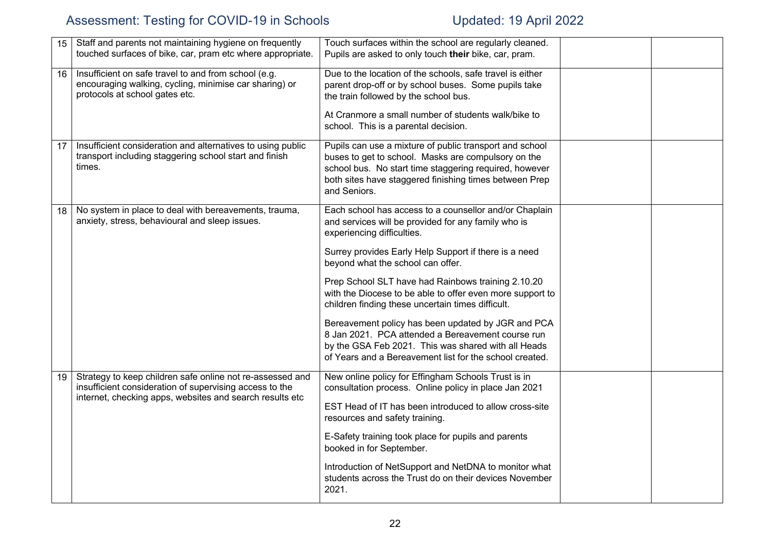| | | | | |
|---|---|---|---|---|
| 15 | Staff and parents not maintaining hygiene on frequently touched surfaces of bike, car, pram etc where appropriate. | Touch surfaces within the school are regularly cleaned. Pupils are asked to only touch **their** bike, car, pram. | | |
| 16 | Insufficient on safe travel to and from school (e.g. encouraging walking, cycling, minimise car sharing) or protocols at school gates etc. | Due to the location of the schools, safe travel is either parent drop-off or by school buses. Some pupils take the train followed by the school bus.<br><br>At Cranmore a small number of students walk/bike to school. This is a parental decision. | | |
| 17 | Insufficient consideration and alternatives to using public transport including staggering school start and finish times. | Pupils can use a mixture of public transport and school buses to get to school. Masks are compulsory on the school bus. No start time staggering required, however both sites have staggered finishing times between Prep and Seniors. | | |
| 18 | No system in place to deal with bereavements, trauma, anxiety, stress, behavioural and sleep issues. | Each school has access to a counsellor and/or Chaplain and services will be provided for any family who is experiencing difficulties.<br><br>Surrey provides Early Help Support if there is a need beyond what the school can offer.<br><br>Prep School SLT have had Rainbows training 2.10.20 with the Diocese to be able to offer even more support to children finding these uncertain times difficult.<br><br>Bereavement policy has been updated by JGR and PCA 8 Jan 2021. PCA attended a Bereavement course run by the GSA Feb 2021. This was shared with all Heads of Years and a Bereavement list for the school created. | | |
| 19 | Strategy to keep children safe online not re-assessed and insufficient consideration of supervising access to the internet, checking apps, websites and search results etc | New online policy for Effingham Schools Trust is in consultation process. Online policy in place Jan 2021<br><br>EST Head of IT has been introduced to allow cross-site resources and safety training.<br><br>E-Safety training took place for pupils and parents booked in for September.<br><br>Introduction of NetSupport and NetDNA to monitor what students across the Trust do on their devices November 2021. | | |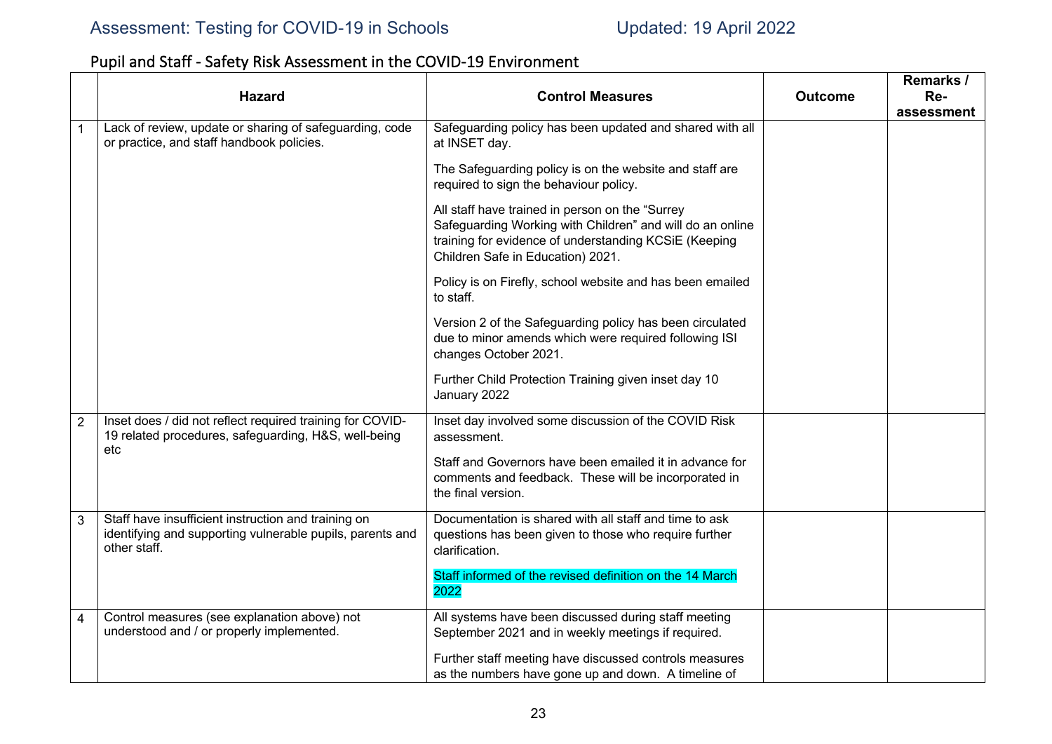Assessment: Testing for COVID-19 in Schools — Updated: 19 April 2022

## Pupil and Staff - Safety Risk Assessment in the COVID-19 Environment

| | Hazard | Control Measures | Outcome | Remarks / Re-assessment |
|---|---|---|---|---|
| 1 | Lack of review, update or sharing of safeguarding, code or practice, and staff handbook policies. | Safeguarding policy has been updated and shared with all at INSET day.<br><br>The Safeguarding policy is on the website and staff are required to sign the behaviour policy.<br><br>All staff have trained in person on the "Surrey Safeguarding Working with Children" and will do an online training for evidence of understanding KCSiE (Keeping Children Safe in Education) 2021.<br><br>Policy is on Firefly, school website and has been emailed to staff.<br><br>Version 2 of the Safeguarding policy has been circulated due to minor amends which were required following ISI changes October 2021.<br><br>Further Child Protection Training given inset day 10 January 2022 | | |
| 2 | Inset does / did not reflect required training for COVID-19 related procedures, safeguarding, H&S, well-being etc | Inset day involved some discussion of the COVID Risk assessment.<br><br>Staff and Governors have been emailed it in advance for comments and feedback. These will be incorporated in the final version. | | |
| 3 | Staff have insufficient instruction and training on identifying and supporting vulnerable pupils, parents and other staff. | Documentation is shared with all staff and time to ask questions has been given to those who require further clarification.<br><br>Staff informed of the revised definition on the 14 March 2022 | | |
| 4 | Control measures (see explanation above) not understood and / or properly implemented. | All systems have been discussed during staff meeting September 2021 and in weekly meetings if required.<br><br>Further staff meeting have discussed controls measures as the numbers have gone up and down. A timeline of | | |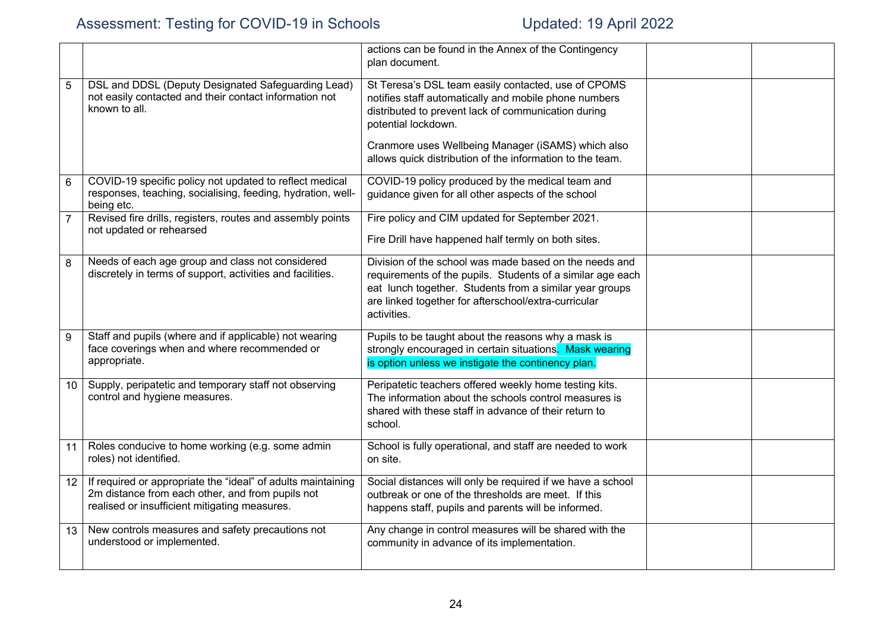| | | | | |
|---|---|---|---|---|
| | | actions can be found in the Annex of the Contingency plan document. | | |
| 5 | DSL and DDSL (Deputy Designated Safeguarding Lead) not easily contacted and their contact information not known to all. | St Teresa's DSL team easily contacted, use of CPOMS notifies staff automatically and mobile phone numbers distributed to prevent lack of communication during potential lockdown.<br><br>Cranmore uses Wellbeing Manager (iSAMS) which also allows quick distribution of the information to the team. | | |
| 6 | COVID-19 specific policy not updated to reflect medical responses, teaching, socialising, feeding, hydration, well-being etc. | COVID-19 policy produced by the medical team and guidance given for all other aspects of the school | | |
| 7 | Revised fire drills, registers, routes and assembly points not updated or rehearsed | Fire policy and CIM updated for September 2021.<br><br>Fire Drill have happened half termly on both sites. | | |
| 8 | Needs of each age group and class not considered discretely in terms of support, activities and facilities. | Division of the school was made based on the needs and requirements of the pupils. Students of a similar age each eat lunch together. Students from a similar year groups are linked together for afterschool/extra-curricular activities. | | |
| 9 | Staff and pupils (where and if applicable) not wearing face coverings when and where recommended or appropriate. | Pupils to be taught about the reasons why a mask is strongly encouraged in certain situations. Mask wearing is option unless we instigate the continency plan. | | |
| 10 | Supply, peripatetic and temporary staff not observing control and hygiene measures. | Peripatetic teachers offered weekly home testing kits. The information about the schools control measures is shared with these staff in advance of their return to school. | | |
| 11 | Roles conducive to home working (e.g. some admin roles) not identified. | School is fully operational, and staff are needed to work on site. | | |
| 12 | If required or appropriate the "ideal" of adults maintaining 2m distance from each other, and from pupils not realised or insufficient mitigating measures. | Social distances will only be required if we have a school outbreak or one of the thresholds are meet. If this happens staff, pupils and parents will be informed. | | |
| 13 | New controls measures and safety precautions not understood or implemented. | Any change in control measures will be shared with the community in advance of its implementation. | | |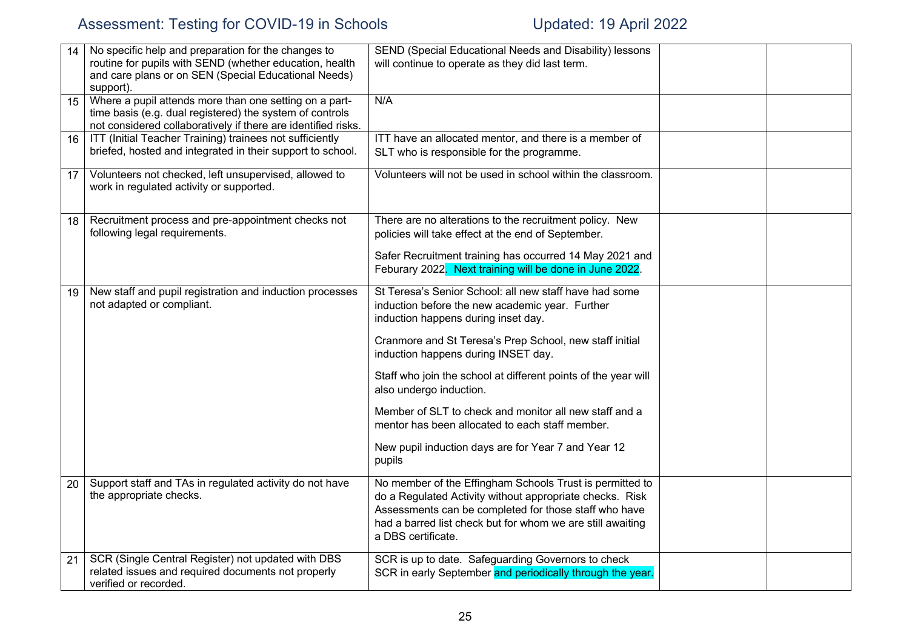| 14 | No specific help and preparation for the changes to routine for pupils with SEND (whether education, health and care plans or on SEN (Special Educational Needs) support). | SEND (Special Educational Needs and Disability) lessons will continue to operate as they did last term. | | |
|---|---|---|---|---|
| 15 | Where a pupil attends more than one setting on a part-time basis (e.g. dual registered) the system of controls not considered collaboratively if there are identified risks. | N/A | | |
| 16 | ITT (Initial Teacher Training) trainees not sufficiently briefed, hosted and integrated in their support to school. | ITT have an allocated mentor, and there is a member of SLT who is responsible for the programme. | | |
| 17 | Volunteers not checked, left unsupervised, allowed to work in regulated activity or supported. | Volunteers will not be used in school within the classroom. | | |
| 18 | Recruitment process and pre-appointment checks not following legal requirements. | There are no alterations to the recruitment policy. New policies will take effect at the end of September.<br><br>Safer Recruitment training has occurred 14 May 2021 and Feburary 2022. Next training will be done in June 2022. | | |
| 19 | New staff and pupil registration and induction processes not adapted or compliant. | St Teresa's Senior School: all new staff have had some induction before the new academic year. Further induction happens during inset day.<br><br>Cranmore and St Teresa's Prep School, new staff initial induction happens during INSET day.<br><br>Staff who join the school at different points of the year will also undergo induction.<br><br>Member of SLT to check and monitor all new staff and a mentor has been allocated to each staff member.<br><br>New pupil induction days are for Year 7 and Year 12 pupils | | |
| 20 | Support staff and TAs in regulated activity do not have the appropriate checks. | No member of the Effingham Schools Trust is permitted to do a Regulated Activity without appropriate checks. Risk Assessments can be completed for those staff who have had a barred list check but for whom we are still awaiting a DBS certificate. | | |
| 21 | SCR (Single Central Register) not updated with DBS related issues and required documents not properly verified or recorded. | SCR is up to date. Safeguarding Governors to check SCR in early September and periodically through the year. | | |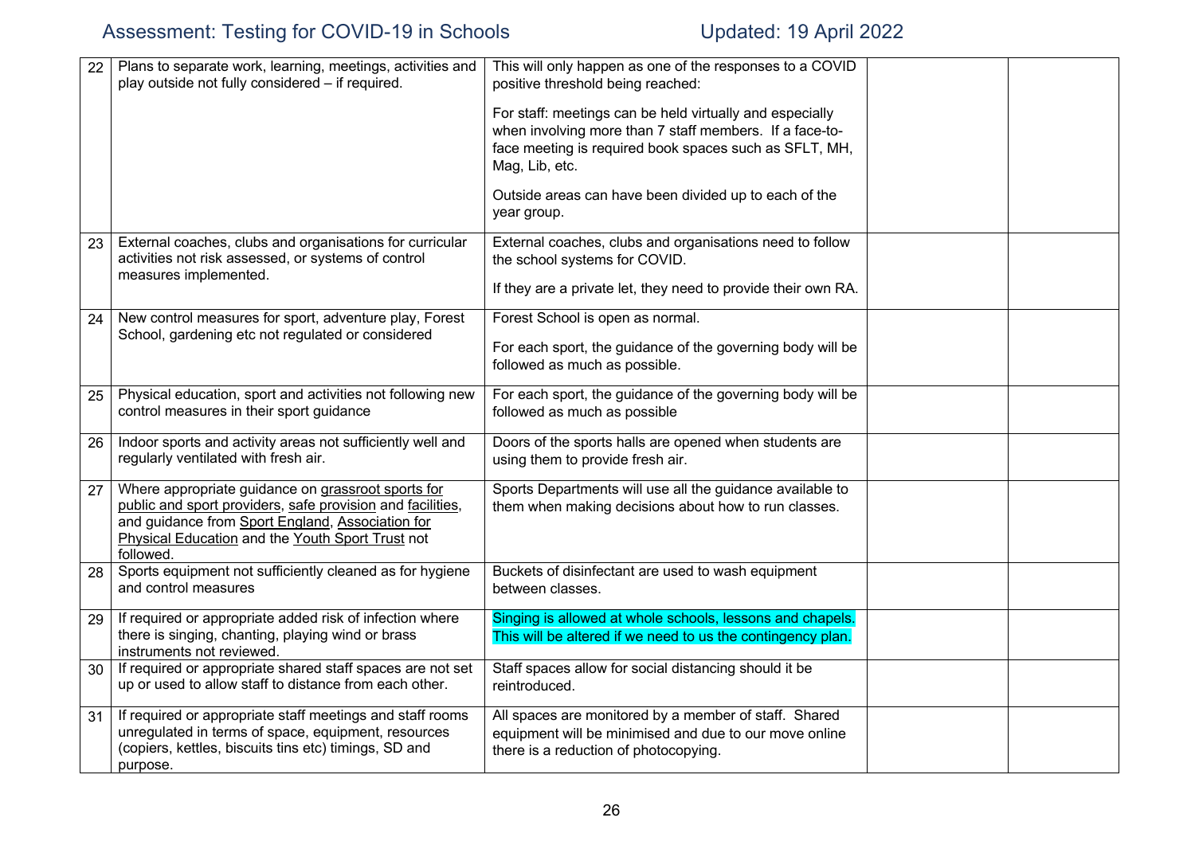| | | | | |
|---|---|---|---|---|
| 22 | Plans to separate work, learning, meetings, activities and play outside not fully considered – if required. | This will only happen as one of the responses to a COVID positive threshold being reached:<br><br>For staff: meetings can be held virtually and especially when involving more than 7 staff members. If a face-to-face meeting is required book spaces such as SFLT, MH, Mag, Lib, etc.<br><br>Outside areas can have been divided up to each of the year group. | | |
| 23 | External coaches, clubs and organisations for curricular activities not risk assessed, or systems of control measures implemented. | External coaches, clubs and organisations need to follow the school systems for COVID.<br><br>If they are a private let, they need to provide their own RA. | | |
| 24 | New control measures for sport, adventure play, Forest School, gardening etc not regulated or considered | Forest School is open as normal.<br><br>For each sport, the guidance of the governing body will be followed as much as possible. | | |
| 25 | Physical education, sport and activities not following new control measures in their sport guidance | For each sport, the guidance of the governing body will be followed as much as possible | | |
| 26 | Indoor sports and activity areas not sufficiently well and regularly ventilated with fresh air. | Doors of the sports halls are opened when students are using them to provide fresh air. | | |
| 27 | Where appropriate guidance on grassroot sports for public and sport providers, safe provision and facilities, and guidance from Sport England, Association for Physical Education and the Youth Sport Trust not followed. | Sports Departments will use all the guidance available to them when making decisions about how to run classes. | | |
| 28 | Sports equipment not sufficiently cleaned as for hygiene and control measures | Buckets of disinfectant are used to wash equipment between classes. | | |
| 29 | If required or appropriate added risk of infection where there is singing, chanting, playing wind or brass instruments not reviewed. | Singing is allowed at whole schools, lessons and chapels. This will be altered if we need to us the contingency plan. | | |
| 30 | If required or appropriate shared staff spaces are not set up or used to allow staff to distance from each other. | Staff spaces allow for social distancing should it be reintroduced. | | |
| 31 | If required or appropriate staff meetings and staff rooms unregulated in terms of space, equipment, resources (copiers, kettles, biscuits tins etc) timings, SD and purpose. | All spaces are monitored by a member of staff. Shared equipment will be minimised and due to our move online there is a reduction of photocopying. | | |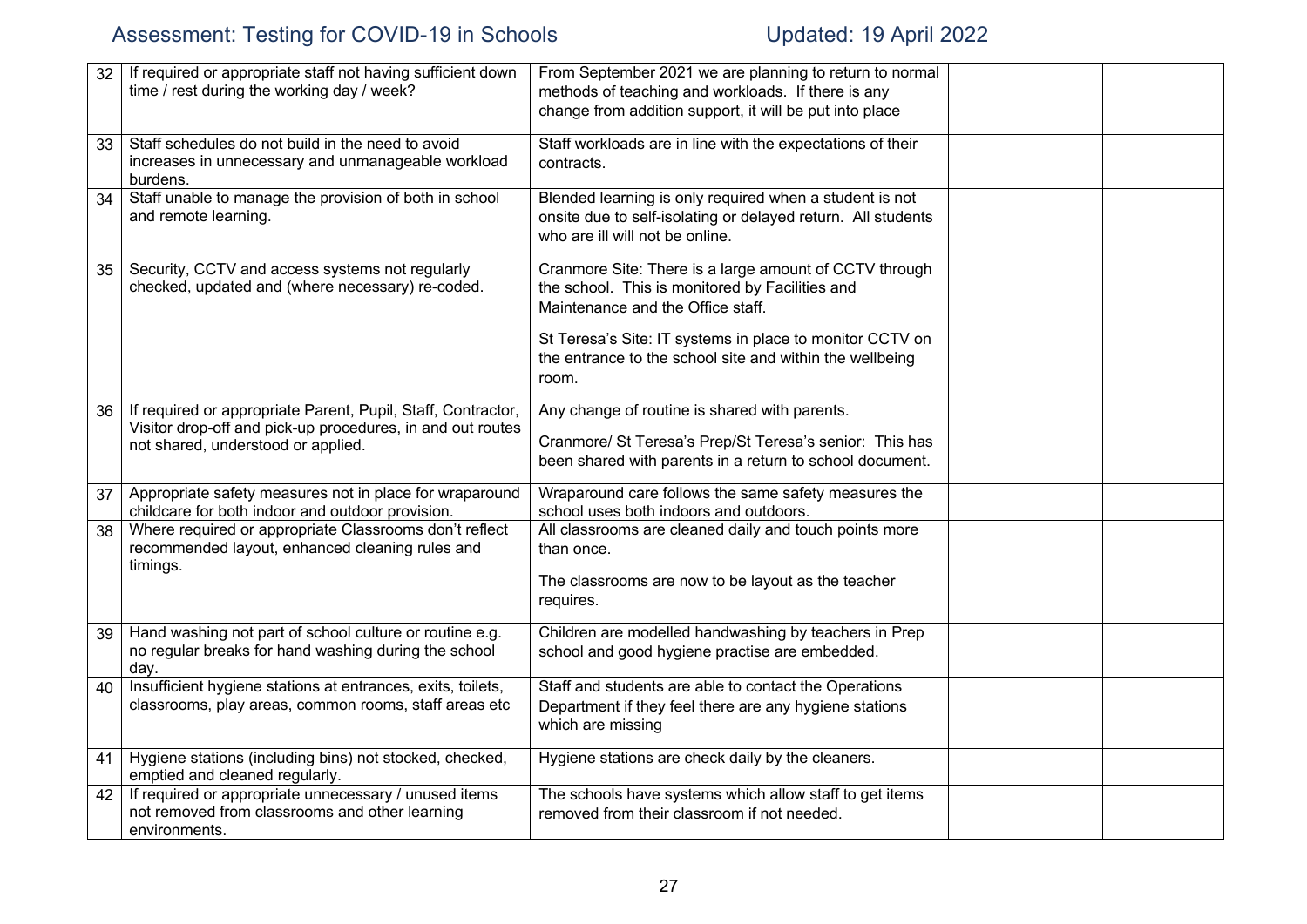| | | | | |
|---|---|---|---|---|
| 32 | If required or appropriate staff not having sufficient down time / rest during the working day / week? | From September 2021 we are planning to return to normal methods of teaching and workloads. If there is any change from addition support, it will be put into place | | |
| 33 | Staff schedules do not build in the need to avoid increases in unnecessary and unmanageable workload burdens. | Staff workloads are in line with the expectations of their contracts. | | |
| 34 | Staff unable to manage the provision of both in school and remote learning. | Blended learning is only required when a student is not onsite due to self-isolating or delayed return. All students who are ill will not be online. | | |
| 35 | Security, CCTV and access systems not regularly checked, updated and (where necessary) re-coded. | Cranmore Site: There is a large amount of CCTV through the school. This is monitored by Facilities and Maintenance and the Office staff.<br><br>St Teresa's Site: IT systems in place to monitor CCTV on the entrance to the school site and within the wellbeing room. | | |
| 36 | If required or appropriate Parent, Pupil, Staff, Contractor, Visitor drop-off and pick-up procedures, in and out routes not shared, understood or applied. | Any change of routine is shared with parents.<br><br>Cranmore/ St Teresa's Prep/St Teresa's senior: This has been shared with parents in a return to school document. | | |
| 37 | Appropriate safety measures not in place for wraparound childcare for both indoor and outdoor provision. | Wraparound care follows the same safety measures the school uses both indoors and outdoors. | | |
| 38 | Where required or appropriate Classrooms don't reflect recommended layout, enhanced cleaning rules and timings. | All classrooms are cleaned daily and touch points more than once.<br><br>The classrooms are now to be layout as the teacher requires. | | |
| 39 | Hand washing not part of school culture or routine e.g. no regular breaks for hand washing during the school day. | Children are modelled handwashing by teachers in Prep school and good hygiene practise are embedded. | | |
| 40 | Insufficient hygiene stations at entrances, exits, toilets, classrooms, play areas, common rooms, staff areas etc | Staff and students are able to contact the Operations Department if they feel there are any hygiene stations which are missing | | |
| 41 | Hygiene stations (including bins) not stocked, checked, emptied and cleaned regularly. | Hygiene stations are check daily by the cleaners. | | |
| 42 | If required or appropriate unnecessary / unused items not removed from classrooms and other learning environments. | The schools have systems which allow staff to get items removed from their classroom if not needed. | | |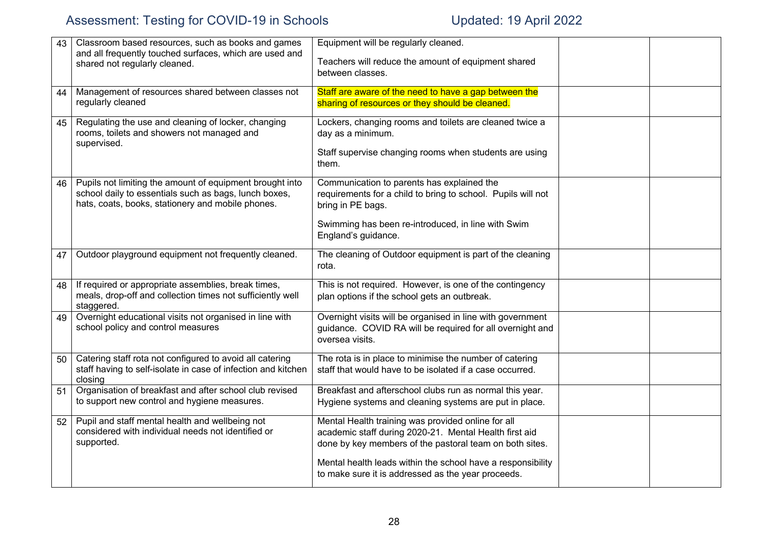| | | | | |
|---|---|---|---|---|
| 43 | Classroom based resources, such as books and games and all frequently touched surfaces, which are used and shared not regularly cleaned. | Equipment will be regularly cleaned.<br><br>Teachers will reduce the amount of equipment shared between classes. | | |
| 44 | Management of resources shared between classes not regularly cleaned | Staff are aware of the need to have a gap between the sharing of resources or they should be cleaned. | | |
| 45 | Regulating the use and cleaning of locker, changing rooms, toilets and showers not managed and supervised. | Lockers, changing rooms and toilets are cleaned twice a day as a minimum.<br><br>Staff supervise changing rooms when students are using them. | | |
| 46 | Pupils not limiting the amount of equipment brought into school daily to essentials such as bags, lunch boxes, hats, coats, books, stationery and mobile phones. | Communication to parents has explained the requirements for a child to bring to school. Pupils will not bring in PE bags.<br><br>Swimming has been re-introduced, in line with Swim England's guidance. | | |
| 47 | Outdoor playground equipment not frequently cleaned. | The cleaning of Outdoor equipment is part of the cleaning rota. | | |
| 48 | If required or appropriate assemblies, break times, meals, drop-off and collection times not sufficiently well staggered. | This is not required. However, is one of the contingency plan options if the school gets an outbreak. | | |
| 49 | Overnight educational visits not organised in line with school policy and control measures | Overnight visits will be organised in line with government guidance. COVID RA will be required for all overnight and oversea visits. | | |
| 50 | Catering staff rota not configured to avoid all catering staff having to self-isolate in case of infection and kitchen closing | The rota is in place to minimise the number of catering staff that would have to be isolated if a case occurred. | | |
| 51 | Organisation of breakfast and after school club revised to support new control and hygiene measures. | Breakfast and afterschool clubs run as normal this year. Hygiene systems and cleaning systems are put in place. | | |
| 52 | Pupil and staff mental health and wellbeing not considered with individual needs not identified or supported. | Mental Health training was provided online for all academic staff during 2020-21. Mental Health first aid done by key members of the pastoral team on both sites.<br><br>Mental health leads within the school have a responsibility to make sure it is addressed as the year proceeds. | | |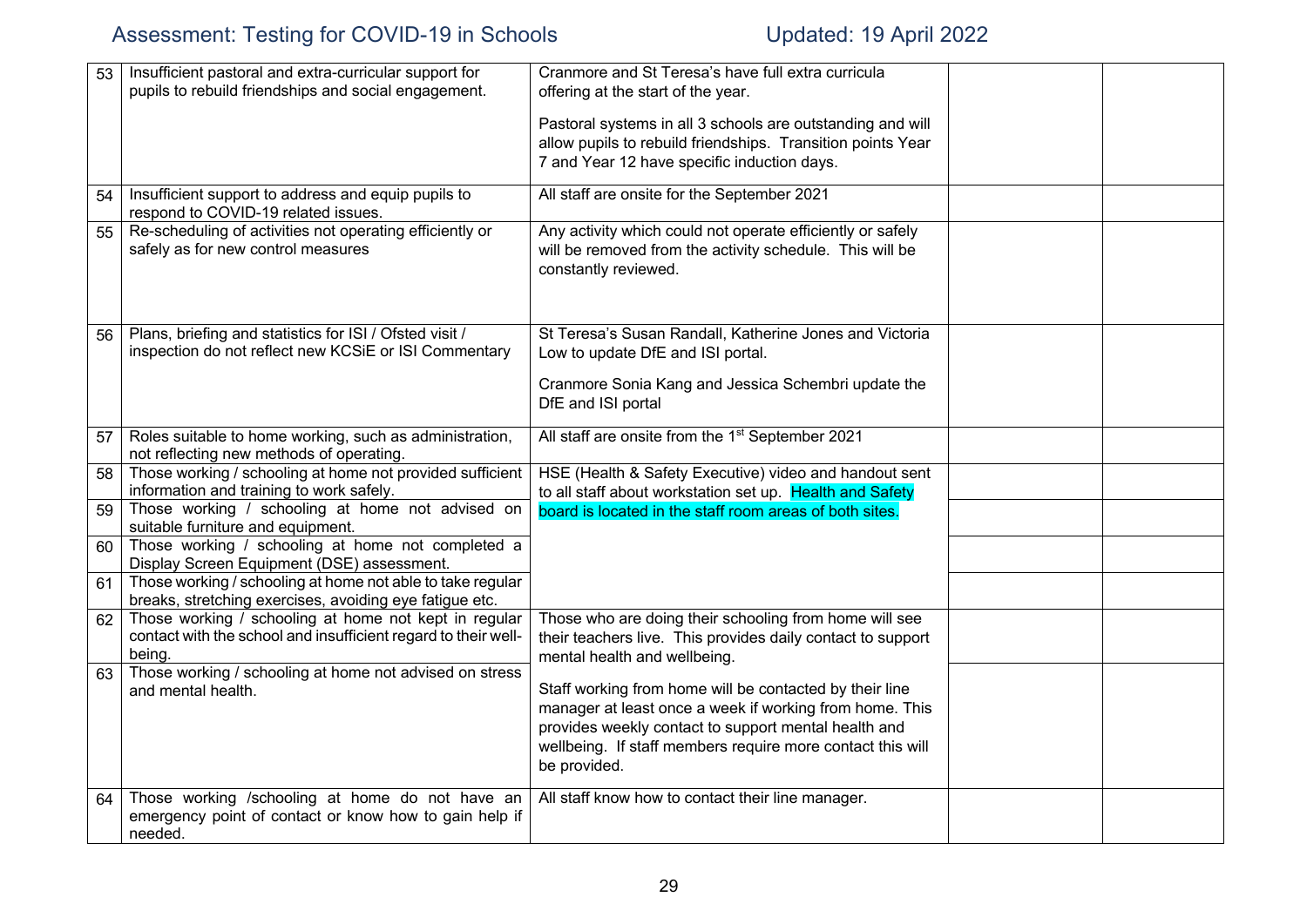| 53 | Insufficient pastoral and extra-curricular support for pupils to rebuild friendships and social engagement. | Cranmore and St Teresa's have full extra curricula offering at the start of the year.<br><br>Pastoral systems in all 3 schools are outstanding and will allow pupils to rebuild friendships. Transition points Year 7 and Year 12 have specific induction days. | | |
|---|---|---|---|---|
| 54 | Insufficient support to address and equip pupils to respond to COVID-19 related issues. | All staff are onsite for the September 2021 | | |
| 55 | Re-scheduling of activities not operating efficiently or safely as for new control measures | Any activity which could not operate efficiently or safely will be removed from the activity schedule. This will be constantly reviewed. | | |
| 56 | Plans, briefing and statistics for ISI / Ofsted visit / inspection do not reflect new KCSiE or ISI Commentary | St Teresa's Susan Randall, Katherine Jones and Victoria Low to update DfE and ISI portal.<br><br>Cranmore Sonia Kang and Jessica Schembri update the DfE and ISI portal | | |
| 57 | Roles suitable to home working, such as administration, not reflecting new methods of operating. | All staff are onsite from the 1st September 2021 | | |
| 58 | Those working / schooling at home not provided sufficient information and training to work safely. | HSE (Health & Safety Executive) video and handout sent to all staff about workstation set up. Health and Safety board is located in the staff room areas of both sites. | | |
| 59 | Those working / schooling at home not advised on suitable furniture and equipment. | | | |
| 60 | Those working / schooling at home not completed a Display Screen Equipment (DSE) assessment. | | | |
| 61 | Those working / schooling at home not able to take regular breaks, stretching exercises, avoiding eye fatigue etc. | | | |
| 62 | Those working / schooling at home not kept in regular contact with the school and insufficient regard to their well-being. | Those who are doing their schooling from home will see their teachers live. This provides daily contact to support mental health and wellbeing. | | |
| 63 | Those working / schooling at home not advised on stress and mental health. | Staff working from home will be contacted by their line manager at least once a week if working from home. This provides weekly contact to support mental health and wellbeing. If staff members require more contact this will be provided. | | |
| 64 | Those working /schooling at home do not have an emergency point of contact or know how to gain help if needed. | All staff know how to contact their line manager. | | |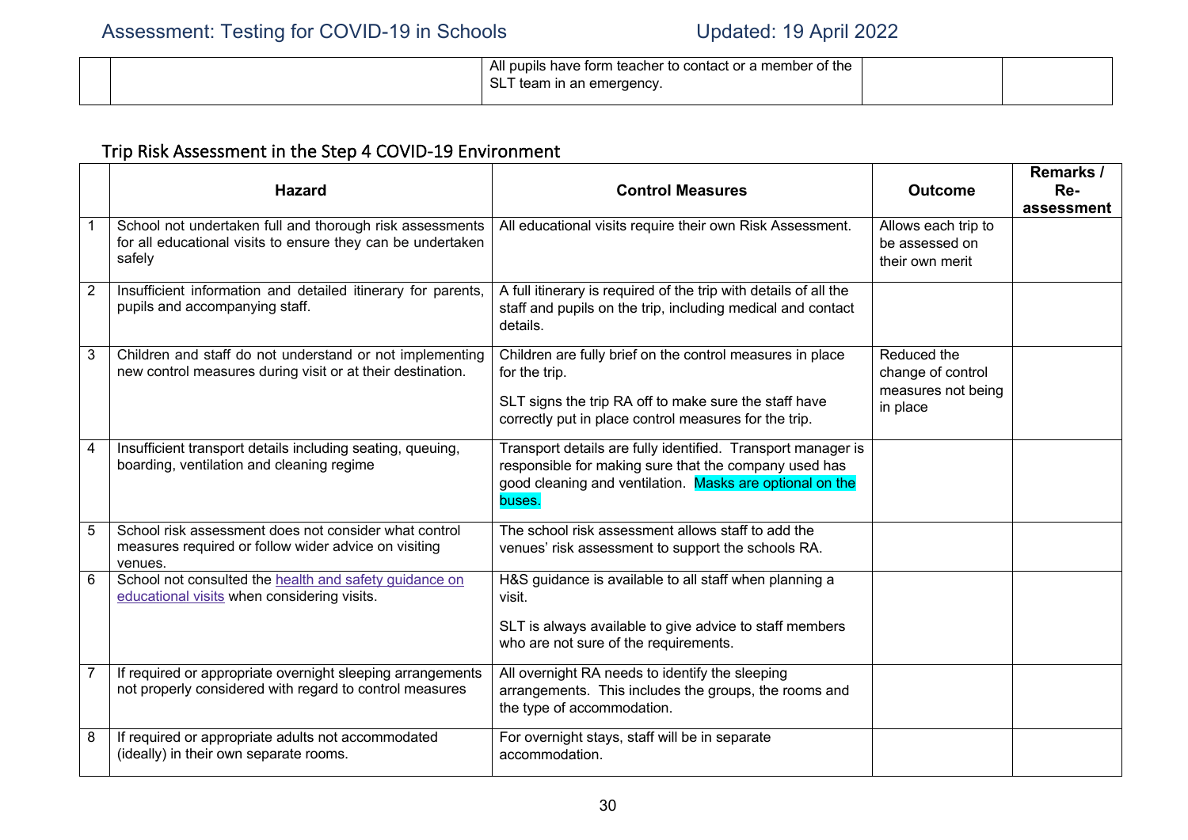| | | All pupils have form teacher to contact or a member of the SLT team in an emergency. | | |
|---|---|---|---|---|

## Trip Risk Assessment in the Step 4 COVID-19 Environment

| | Hazard | Control Measures | Outcome | Remarks / Re-assessment |
|---|---|---|---|---|
| 1 | School not undertaken full and thorough risk assessments for all educational visits to ensure they can be undertaken safely | All educational visits require their own Risk Assessment. | Allows each trip to be assessed on their own merit | |
| 2 | Insufficient information and detailed itinerary for parents, pupils and accompanying staff. | A full itinerary is required of the trip with details of all the staff and pupils on the trip, including medical and contact details. | | |
| 3 | Children and staff do not understand or not implementing new control measures during visit or at their destination. | Children are fully brief on the control measures in place for the trip.<br><br>SLT signs the trip RA off to make sure the staff have correctly put in place control measures for the trip. | Reduced the change of control measures not being in place | |
| 4 | Insufficient transport details including seating, queuing, boarding, ventilation and cleaning regime | Transport details are fully identified. Transport manager is responsible for making sure that the company used has good cleaning and ventilation. Masks are optional on the buses. | | |
| 5 | School risk assessment does not consider what control measures required or follow wider advice on visiting venues. | The school risk assessment allows staff to add the venues' risk assessment to support the schools RA. | | |
| 6 | School not consulted the health and safety guidance on educational visits when considering visits. | H&S guidance is available to all staff when planning a visit.<br><br>SLT is always available to give advice to staff members who are not sure of the requirements. | | |
| 7 | If required or appropriate overnight sleeping arrangements not properly considered with regard to control measures | All overnight RA needs to identify the sleeping arrangements. This includes the groups, the rooms and the type of accommodation. | | |
| 8 | If required or appropriate adults not accommodated (ideally) in their own separate rooms. | For overnight stays, staff will be in separate accommodation. | | |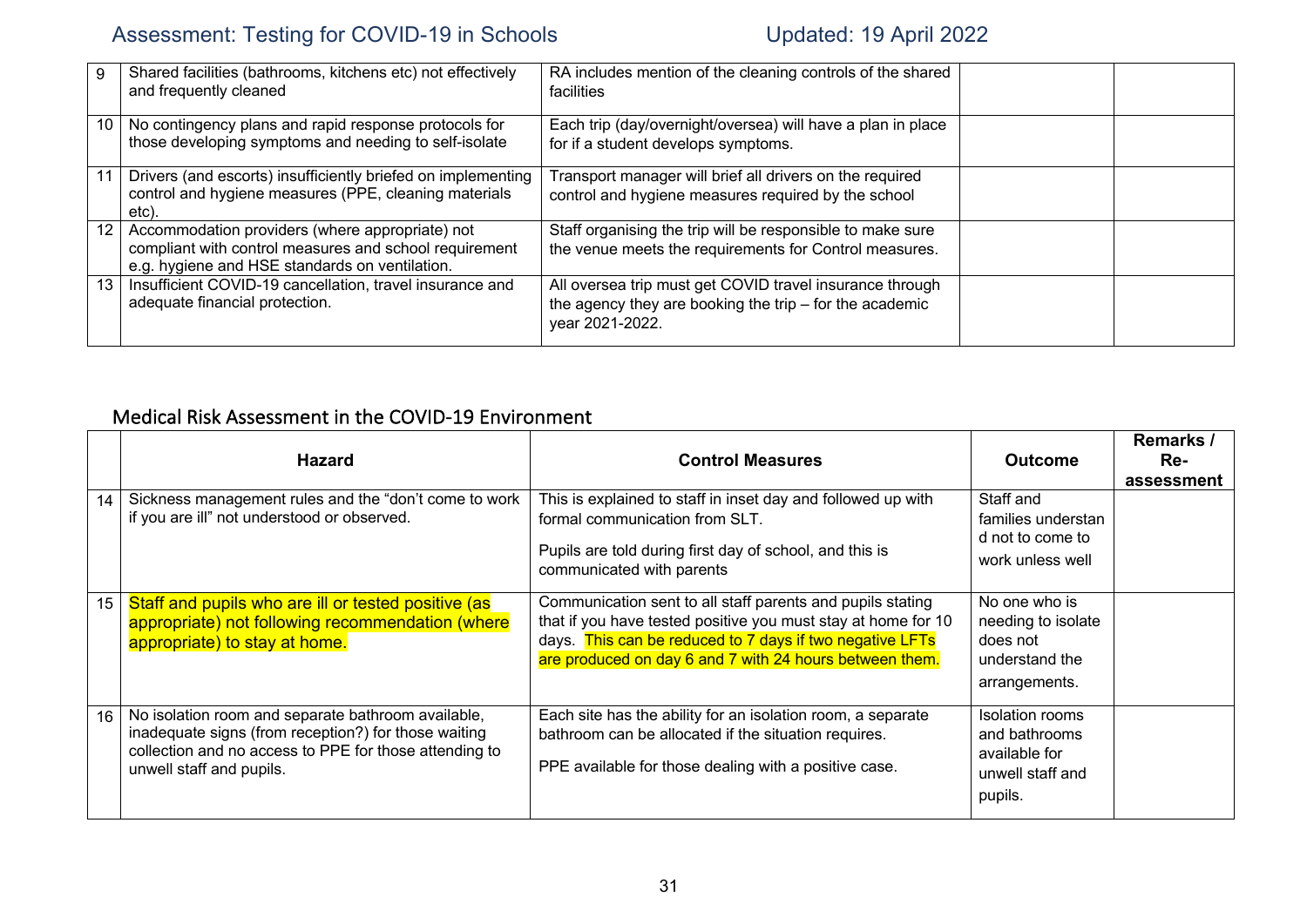| | | | | |
|---|---|---|---|---|
| 9 | Shared facilities (bathrooms, kitchens etc) not effectively and frequently cleaned | RA includes mention of the cleaning controls of the shared facilities | | |
| 10 | No contingency plans and rapid response protocols for those developing symptoms and needing to self-isolate | Each trip (day/overnight/oversea) will have a plan in place for if a student develops symptoms. | | |
| 11 | Drivers (and escorts) insufficiently briefed on implementing control and hygiene measures (PPE, cleaning materials etc). | Transport manager will brief all drivers on the required control and hygiene measures required by the school | | |
| 12 | Accommodation providers (where appropriate) not compliant with control measures and school requirement e.g. hygiene and HSE standards on ventilation. | Staff organising the trip will be responsible to make sure the venue meets the requirements for Control measures. | | |
| 13 | Insufficient COVID-19 cancellation, travel insurance and adequate financial protection. | All oversea trip must get COVID travel insurance through the agency they are booking the trip – for the academic year 2021-2022. | | |

## Medical Risk Assessment in the COVID-19 Environment

| | Hazard | Control Measures | Outcome | Remarks / Re-assessment |
|---|---|---|---|---|
| 14 | Sickness management rules and the "don't come to work if you are ill" not understood or observed. | This is explained to staff in inset day and followed up with formal communication from SLT.<br><br>Pupils are told during first day of school, and this is communicated with parents | Staff and families understand not to come to work unless well | |
| 15 | Staff and pupils who are ill or tested positive (as appropriate) not following recommendation (where appropriate) to stay at home. | Communication sent to all staff parents and pupils stating that if you have tested positive you must stay at home for 10 days. This can be reduced to 7 days if two negative LFTs are produced on day 6 and 7 with 24 hours between them. | No one who is needing to isolate does not understand the arrangements. | |
| 16 | No isolation room and separate bathroom available, inadequate signs (from reception?) for those waiting collection and no access to PPE for those attending to unwell staff and pupils. | Each site has the ability for an isolation room, a separate bathroom can be allocated if the situation requires.<br><br>PPE available for those dealing with a positive case. | Isolation rooms and bathrooms available for unwell staff and pupils. | |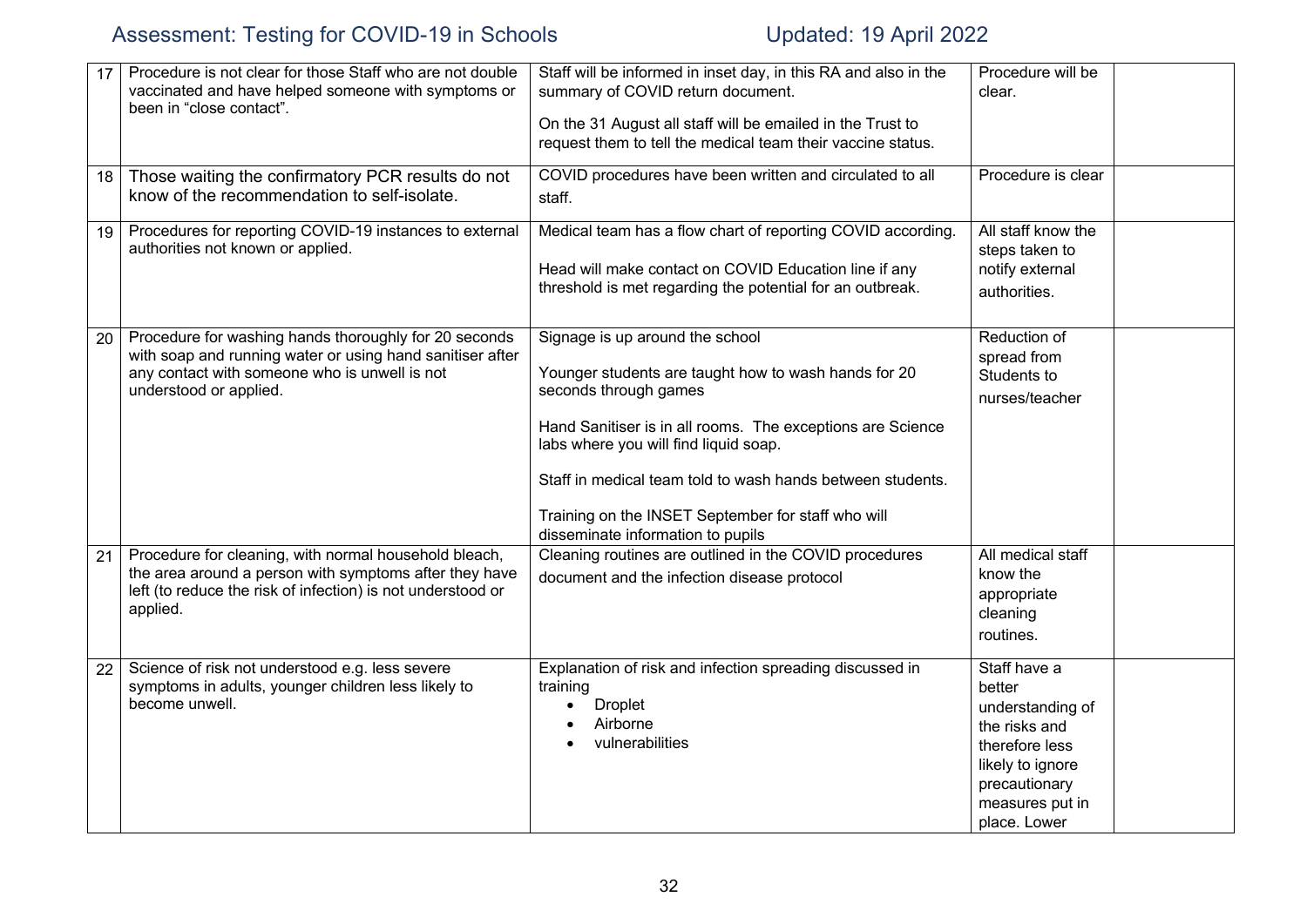| 17 | Procedure is not clear for those Staff who are not double vaccinated and have helped someone with symptoms or been in "close contact". | Staff will be informed in inset day, in this RA and also in the summary of COVID return document.<br><br>On the 31 August all staff will be emailed in the Trust to request them to tell the medical team their vaccine status. | Procedure will be clear. | |
|---|---|---|---|---|
| 18 | Those waiting the confirmatory PCR results do not know of the recommendation to self-isolate. | COVID procedures have been written and circulated to all staff. | Procedure is clear | |
| 19 | Procedures for reporting COVID-19 instances to external authorities not known or applied. | Medical team has a flow chart of reporting COVID according.<br><br>Head will make contact on COVID Education line if any threshold is met regarding the potential for an outbreak. | All staff know the steps taken to notify external authorities. | |
| 20 | Procedure for washing hands thoroughly for 20 seconds with soap and running water or using hand sanitiser after any contact with someone who is unwell is not understood or applied. | Signage is up around the school<br><br>Younger students are taught how to wash hands for 20 seconds through games<br><br>Hand Sanitiser is in all rooms. The exceptions are Science labs where you will find liquid soap.<br><br>Staff in medical team told to wash hands between students.<br><br>Training on the INSET September for staff who will disseminate information to pupils | Reduction of spread from Students to nurses/teacher | |
| 21 | Procedure for cleaning, with normal household bleach, the area around a person with symptoms after they have left (to reduce the risk of infection) is not understood or applied. | Cleaning routines are outlined in the COVID procedures document and the infection disease protocol | All medical staff know the appropriate cleaning routines. | |
| 22 | Science of risk not understood e.g. less severe symptoms in adults, younger children less likely to become unwell. | Explanation of risk and infection spreading discussed in training<br>• Droplet<br>• Airborne<br>• vulnerabilities | Staff have a better understanding of the risks and therefore less likely to ignore precautionary measures put in place. Lower | |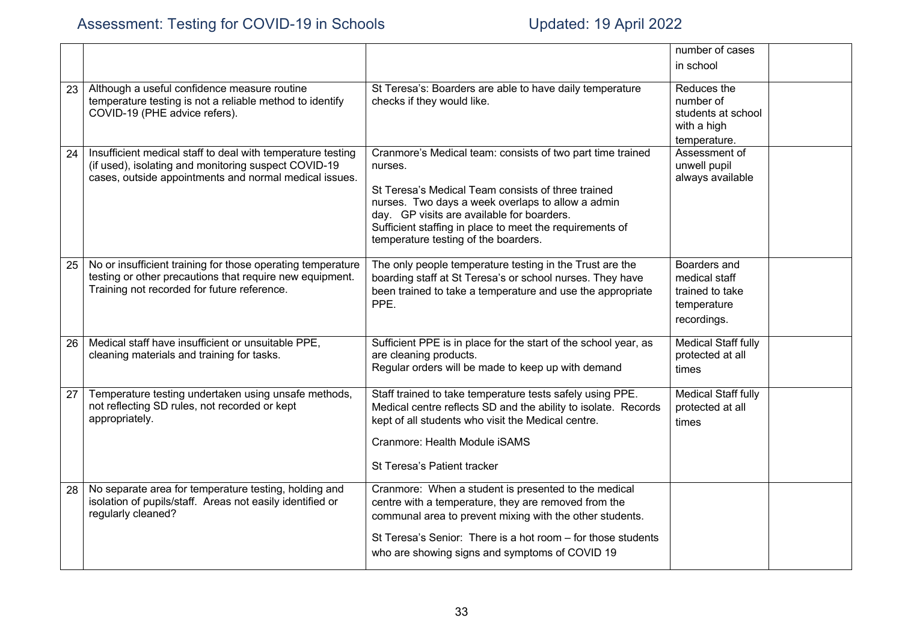| | | | | |
|---|---|---|---|---|
| | | | number of cases in school | |
| 23 | Although a useful confidence measure routine temperature testing is not a reliable method to identify COVID-19 (PHE advice refers). | St Teresa's: Boarders are able to have daily temperature checks if they would like. | Reduces the number of students at school with a high temperature. | |
| 24 | Insufficient medical staff to deal with temperature testing (if used), isolating and monitoring suspect COVID-19 cases, outside appointments and normal medical issues. | Cranmore's Medical team: consists of two part time trained nurses.<br><br>St Teresa's Medical Team consists of three trained nurses. Two days a week overlaps to allow a admin day. GP visits are available for boarders.<br>Sufficient staffing in place to meet the requirements of temperature testing of the boarders. | Assessment of unwell pupil always available | |
| 25 | No or insufficient training for those operating temperature testing or other precautions that require new equipment. Training not recorded for future reference. | The only people temperature testing in the Trust are the boarding staff at St Teresa's or school nurses. They have been trained to take a temperature and use the appropriate PPE. | Boarders and medical staff trained to take temperature recordings. | |
| 26 | Medical staff have insufficient or unsuitable PPE, cleaning materials and training for tasks. | Sufficient PPE is in place for the start of the school year, as are cleaning products.<br>Regular orders will be made to keep up with demand | Medical Staff fully protected at all times | |
| 27 | Temperature testing undertaken using unsafe methods, not reflecting SD rules, not recorded or kept appropriately. | Staff trained to take temperature tests safely using PPE. Medical centre reflects SD and the ability to isolate. Records kept of all students who visit the Medical centre.<br><br>Cranmore: Health Module iSAMS<br><br>St Teresa's Patient tracker | Medical Staff fully protected at all times | |
| 28 | No separate area for temperature testing, holding and isolation of pupils/staff. Areas not easily identified or regularly cleaned? | Cranmore: When a student is presented to the medical centre with a temperature, they are removed from the communal area to prevent mixing with the other students.<br><br>St Teresa's Senior: There is a hot room – for those students who are showing signs and symptoms of COVID 19 | | |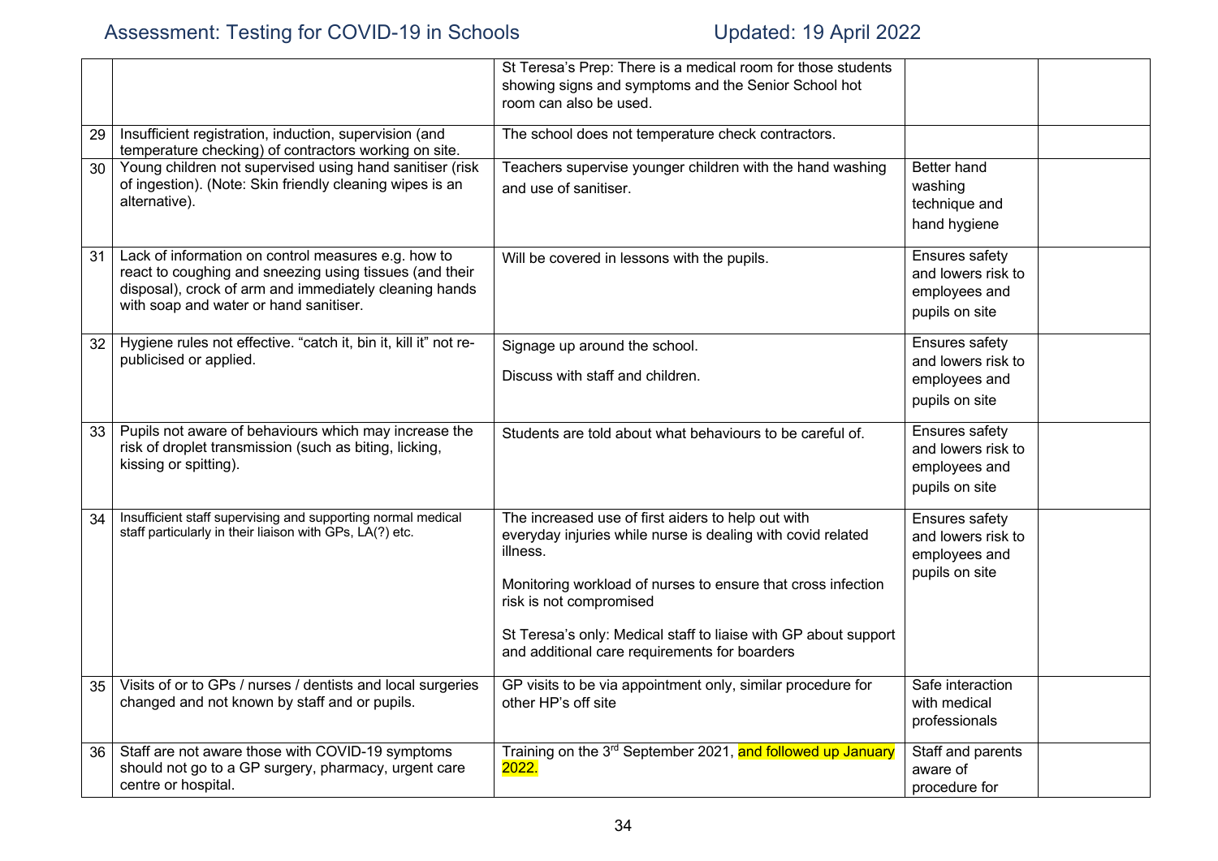| | | | | |
|---|---|---|---|---|
| | | St Teresa's Prep: There is a medical room for those students showing signs and symptoms and the Senior School hot room can also be used. | | |
| 29 | Insufficient registration, induction, supervision (and temperature checking) of contractors working on site. | The school does not temperature check contractors. | | |
| 30 | Young children not supervised using hand sanitiser (risk of ingestion). (Note: Skin friendly cleaning wipes is an alternative). | Teachers supervise younger children with the hand washing and use of sanitiser. | Better hand washing technique and hand hygiene | |
| 31 | Lack of information on control measures e.g. how to react to coughing and sneezing using tissues (and their disposal), crock of arm and immediately cleaning hands with soap and water or hand sanitiser. | Will be covered in lessons with the pupils. | Ensures safety and lowers risk to employees and pupils on site | |
| 32 | Hygiene rules not effective. "catch it, bin it, kill it" not re-publicised or applied. | Signage up around the school.<br><br>Discuss with staff and children. | Ensures safety and lowers risk to employees and pupils on site | |
| 33 | Pupils not aware of behaviours which may increase the risk of droplet transmission (such as biting, licking, kissing or spitting). | Students are told about what behaviours to be careful of. | Ensures safety and lowers risk to employees and pupils on site | |
| 34 | Insufficient staff supervising and supporting normal medical staff particularly in their liaison with GPs, LA(?) etc. | The increased use of first aiders to help out with everyday injuries while nurse is dealing with covid related illness.<br><br>Monitoring workload of nurses to ensure that cross infection risk is not compromised<br><br>St Teresa's only: Medical staff to liaise with GP about support and additional care requirements for boarders | Ensures safety and lowers risk to employees and pupils on site | |
| 35 | Visits of or to GPs / nurses / dentists and local surgeries changed and not known by staff and or pupils. | GP visits to be via appointment only, similar procedure for other HP's off site | Safe interaction with medical professionals | |
| 36 | Staff are not aware those with COVID-19 symptoms should not go to a GP surgery, pharmacy, urgent care centre or hospital. | Training on the 3rd September 2021, and followed up January 2022. | Staff and parents aware of procedure for | |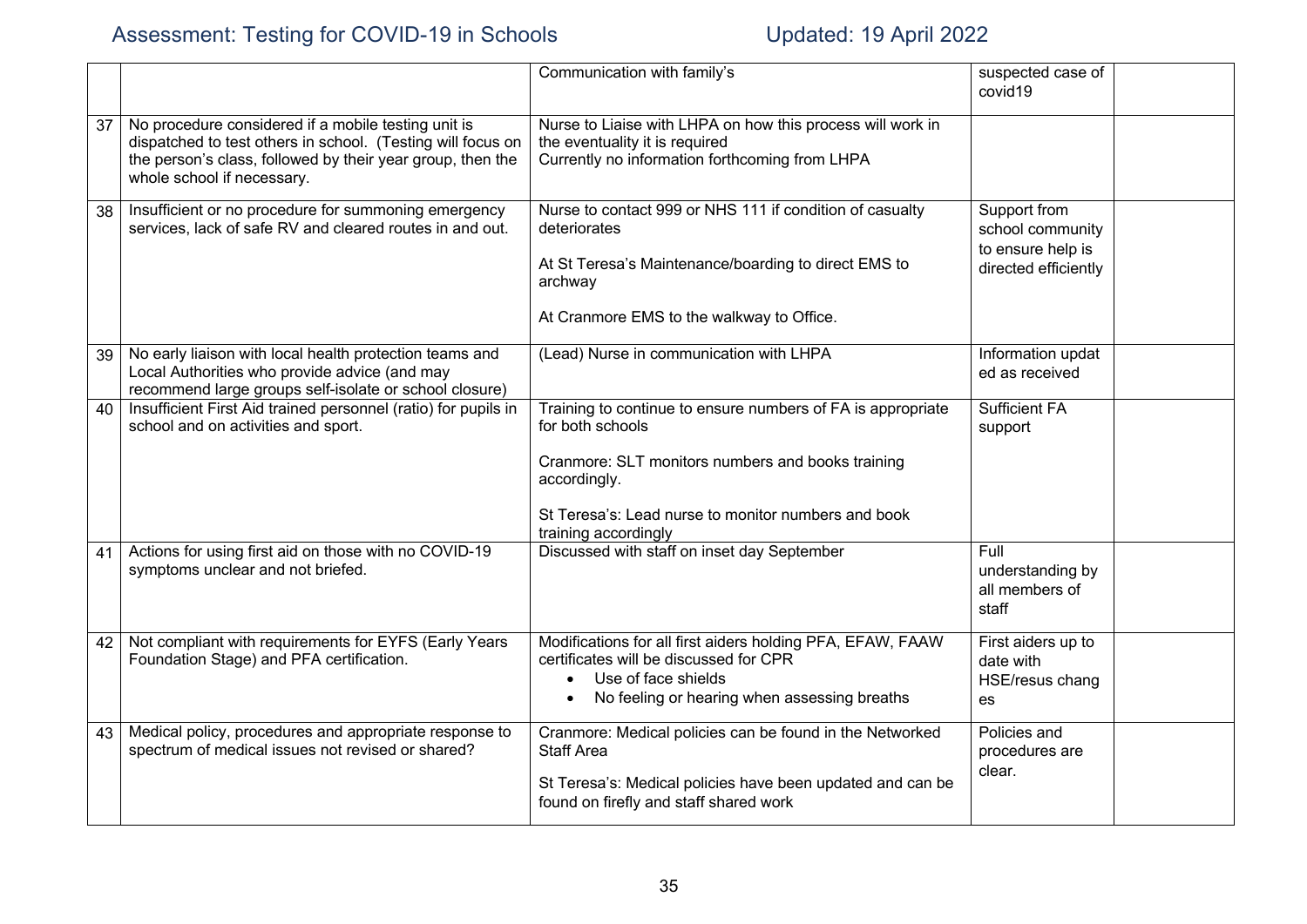|  |  |  |  |  |
|---|---|---|---|---|
|  |  | Communication with family's | suspected case of covid19 |  |
| 37 | No procedure considered if a mobile testing unit is dispatched to test others in school. (Testing will focus on the person's class, followed by their year group, then the whole school if necessary. | Nurse to Liaise with LHPA on how this process will work in the eventuality it is required<br>Currently no information forthcoming from LHPA |  |  |
| 38 | Insufficient or no procedure for summoning emergency services, lack of safe RV and cleared routes in and out. | Nurse to contact 999 or NHS 111 if condition of casualty deteriorates<br><br>At St Teresa's Maintenance/boarding to direct EMS to archway<br><br>At Cranmore EMS to the walkway to Office. | Support from school community to ensure help is directed efficiently |  |
| 39 | No early liaison with local health protection teams and Local Authorities who provide advice (and may recommend large groups self-isolate or school closure) | (Lead) Nurse in communication with LHPA | Information updat ed as received |  |
| 40 | Insufficient First Aid trained personnel (ratio) for pupils in school and on activities and sport. | Training to continue to ensure numbers of FA is appropriate for both schools<br><br>Cranmore: SLT monitors numbers and books training accordingly.<br><br>St Teresa's: Lead nurse to monitor numbers and book training accordingly | Sufficient FA support |  |
| 41 | Actions for using first aid on those with no COVID-19 symptoms unclear and not briefed. | Discussed with staff on inset day September | Full understanding by all members of staff |  |
| 42 | Not compliant with requirements for EYFS (Early Years Foundation Stage) and PFA certification. | Modifications for all first aiders holding PFA, EFAW, FAAW certificates will be discussed for CPR<br>• Use of face shields<br>• No feeling or hearing when assessing breaths | First aiders up to date with HSE/resus chang es |  |
| 43 | Medical policy, procedures and appropriate response to spectrum of medical issues not revised or shared? | Cranmore: Medical policies can be found in the Networked Staff Area<br><br>St Teresa's: Medical policies have been updated and can be found on firefly and staff shared work | Policies and procedures are clear. |  |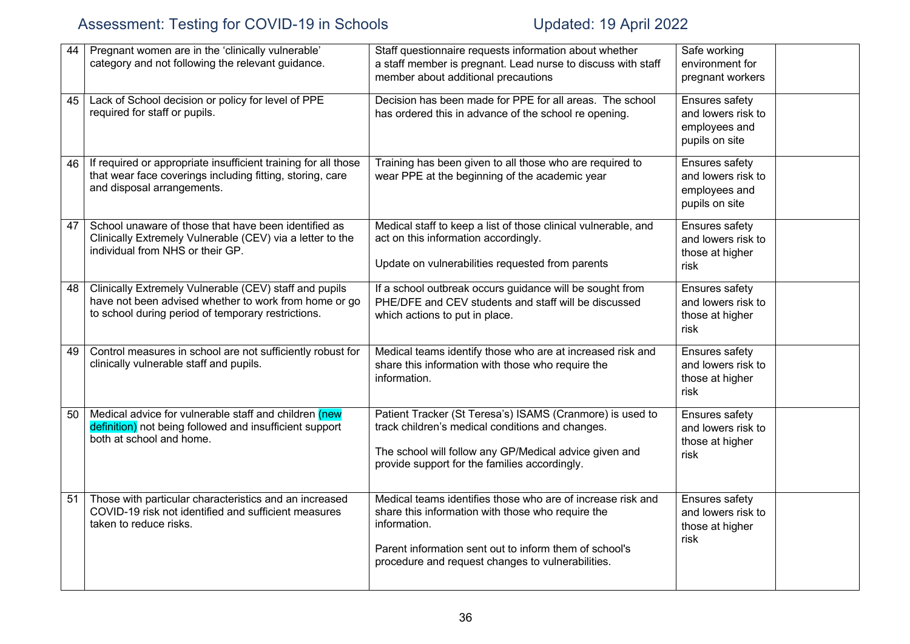| 44 | Pregnant women are in the 'clinically vulnerable' category and not following the relevant guidance. | Staff questionnaire requests information about whether a staff member is pregnant. Lead nurse to discuss with staff member about additional precautions | Safe working environment for pregnant workers | |
|---|---|---|---|---|
| 45 | Lack of School decision or policy for level of PPE required for staff or pupils. | Decision has been made for PPE for all areas. The school has ordered this in advance of the school re opening. | Ensures safety and lowers risk to employees and pupils on site | |
| 46 | If required or appropriate insufficient training for all those that wear face coverings including fitting, storing, care and disposal arrangements. | Training has been given to all those who are required to wear PPE at the beginning of the academic year | Ensures safety and lowers risk to employees and pupils on site | |
| 47 | School unaware of those that have been identified as Clinically Extremely Vulnerable (CEV) via a letter to the individual from NHS or their GP. | Medical staff to keep a list of those clinical vulnerable, and act on this information accordingly.<br><br>Update on vulnerabilities requested from parents | Ensures safety and lowers risk to those at higher risk | |
| 48 | Clinically Extremely Vulnerable (CEV) staff and pupils have not been advised whether to work from home or go to school during period of temporary restrictions. | If a school outbreak occurs guidance will be sought from PHE/DFE and CEV students and staff will be discussed which actions to put in place. | Ensures safety and lowers risk to those at higher risk | |
| 49 | Control measures in school are not sufficiently robust for clinically vulnerable staff and pupils. | Medical teams identify those who are at increased risk and share this information with those who require the information. | Ensures safety and lowers risk to those at higher risk | |
| 50 | Medical advice for vulnerable staff and children (new definition) not being followed and insufficient support both at school and home. | Patient Tracker (St Teresa's) ISAMS (Cranmore) is used to track children's medical conditions and changes.<br><br>The school will follow any GP/Medical advice given and provide support for the families accordingly. | Ensures safety and lowers risk to those at higher risk | |
| 51 | Those with particular characteristics and an increased COVID-19 risk not identified and sufficient measures taken to reduce risks. | Medical teams identifies those who are of increase risk and share this information with those who require the information.<br><br>Parent information sent out to inform them of school's procedure and request changes to vulnerabilities. | Ensures safety and lowers risk to those at higher risk | |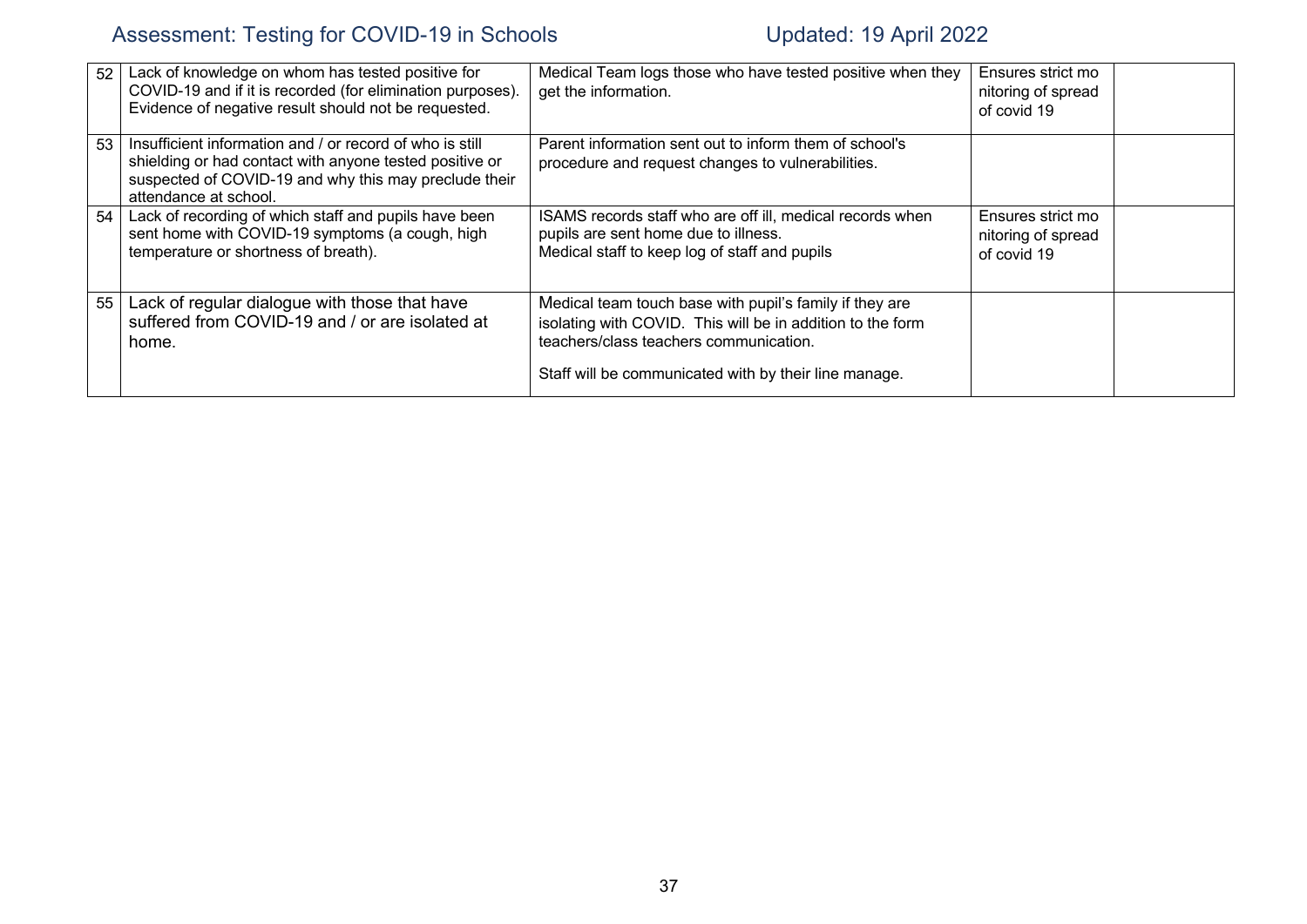| | | | | |
|---|---|---|---|---|
| 52 | Lack of knowledge on whom has tested positive for COVID-19 and if it is recorded (for elimination purposes). Evidence of negative result should not be requested. | Medical Team logs those who have tested positive when they get the information. | Ensures strict mo nitoring of spread of covid 19 | |
| 53 | Insufficient information and / or record of who is still shielding or had contact with anyone tested positive or suspected of COVID-19 and why this may preclude their attendance at school. | Parent information sent out to inform them of school's procedure and request changes to vulnerabilities. | | |
| 54 | Lack of recording of which staff and pupils have been sent home with COVID-19 symptoms (a cough, high temperature or shortness of breath). | ISAMS records staff who are off ill, medical records when pupils are sent home due to illness.<br>Medical staff to keep log of staff and pupils | Ensures strict mo nitoring of spread of covid 19 | |
| 55 | Lack of regular dialogue with those that have suffered from COVID-19 and / or are isolated at home. | Medical team touch base with pupil's family if they are isolating with COVID. This will be in addition to the form teachers/class teachers communication.<br><br>Staff will be communicated with by their line manage. | | |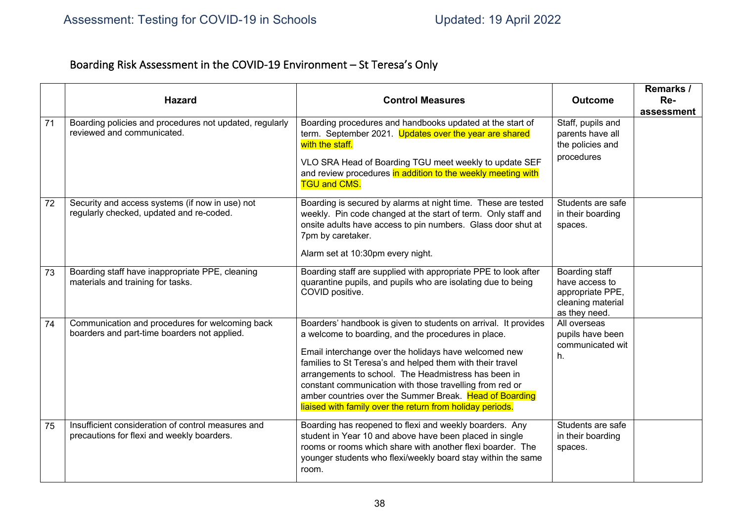## Boarding Risk Assessment in the COVID-19 Environment – St Teresa's Only

| | Hazard | Control Measures | Outcome | Remarks / Re-assessment |
|---|---|---|---|---|
| 71 | Boarding policies and procedures not updated, regularly reviewed and communicated. | Boarding procedures and handbooks updated at the start of term. September 2021. Updates over the year are shared with the staff.<br><br>VLO SRA Head of Boarding TGU meet weekly to update SEF and review procedures in addition to the weekly meeting with TGU and CMS. | Staff, pupils and parents have all the policies and procedures | |
| 72 | Security and access systems (if now in use) not regularly checked, updated and re-coded. | Boarding is secured by alarms at night time. These are tested weekly. Pin code changed at the start of term. Only staff and onsite adults have access to pin numbers. Glass door shut at 7pm by caretaker.<br><br>Alarm set at 10:30pm every night. | Students are safe in their boarding spaces. | |
| 73 | Boarding staff have inappropriate PPE, cleaning materials and training for tasks. | Boarding staff are supplied with appropriate PPE to look after quarantine pupils, and pupils who are isolating due to being COVID positive. | Boarding staff have access to appropriate PPE, cleaning material as they need. | |
| 74 | Communication and procedures for welcoming back boarders and part-time boarders not applied. | Boarders' handbook is given to students on arrival. It provides a welcome to boarding, and the procedures in place.<br><br>Email interchange over the holidays have welcomed new families to St Teresa's and helped them with their travel arrangements to school. The Headmistress has been in constant communication with those travelling from red or amber countries over the Summer Break. Head of Boarding liaised with family over the return from holiday periods. | All overseas pupils have been communicated wit h. | |
| 75 | Insufficient consideration of control measures and precautions for flexi and weekly boarders. | Boarding has reopened to flexi and weekly boarders. Any student in Year 10 and above have been placed in single rooms or rooms which share with another flexi boarder. The younger students who flexi/weekly board stay within the same room. | Students are safe in their boarding spaces. | |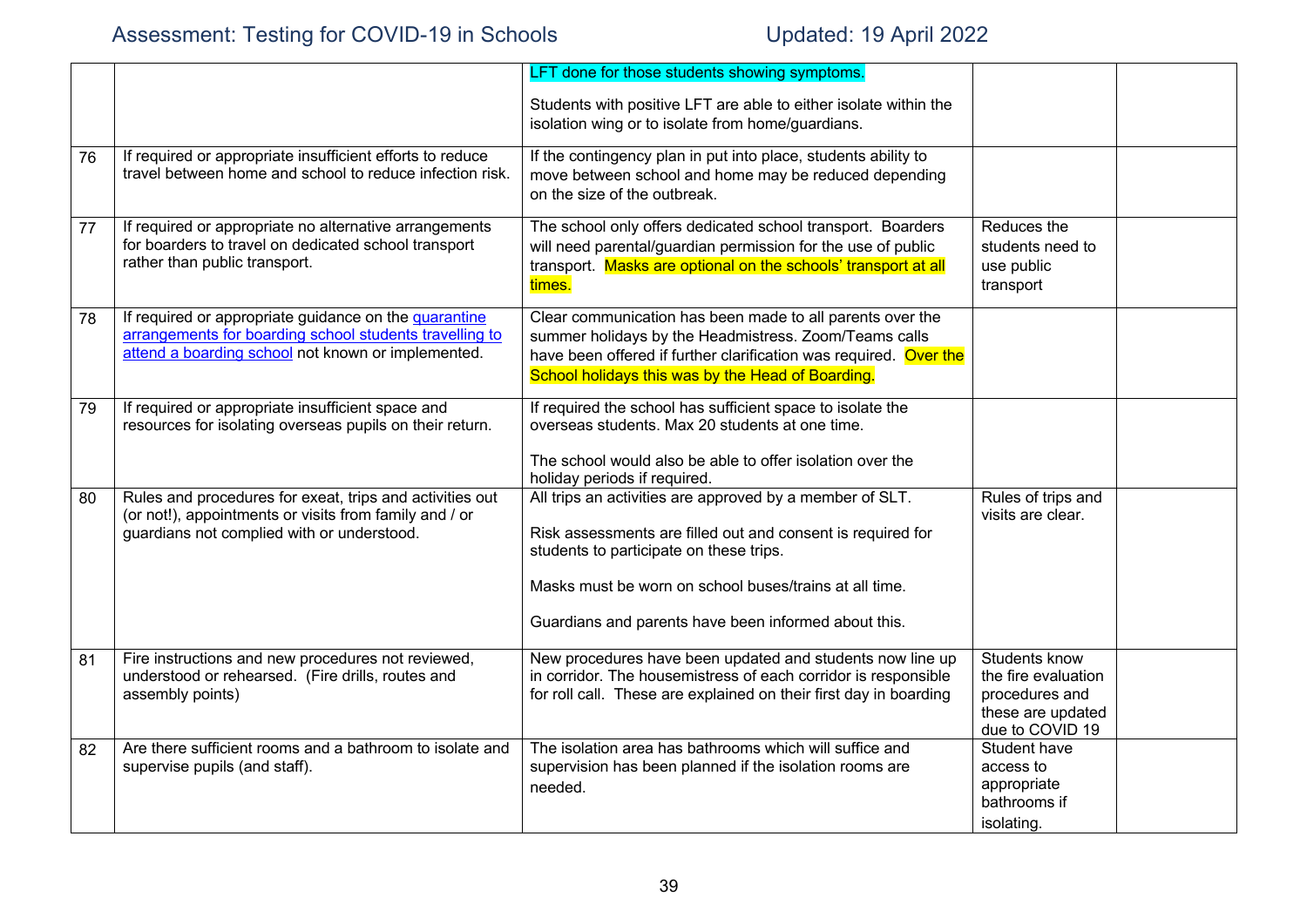| | | | | |
|---|---|---|---|---|
| | | LFT done for those students showing symptoms.<br><br>Students with positive LFT are able to either isolate within the isolation wing or to isolate from home/guardians. | | |
| 76 | If required or appropriate insufficient efforts to reduce travel between home and school to reduce infection risk. | If the contingency plan in put into place, students ability to move between school and home may be reduced depending on the size of the outbreak. | | |
| 77 | If required or appropriate no alternative arrangements for boarders to travel on dedicated school transport rather than public transport. | The school only offers dedicated school transport. Boarders will need parental/guardian permission for the use of public transport. Masks are optional on the schools' transport at all times. | Reduces the students need to use public transport | |
| 78 | If required or appropriate guidance on the quarantine arrangements for boarding school students travelling to attend a boarding school not known or implemented. | Clear communication has been made to all parents over the summer holidays by the Headmistress. Zoom/Teams calls have been offered if further clarification was required. Over the School holidays this was by the Head of Boarding. | | |
| 79 | If required or appropriate insufficient space and resources for isolating overseas pupils on their return. | If required the school has sufficient space to isolate the overseas students. Max 20 students at one time.<br><br>The school would also be able to offer isolation over the holiday periods if required. | | |
| 80 | Rules and procedures for exeat, trips and activities out (or not!), appointments or visits from family and / or guardians not complied with or understood. | All trips an activities are approved by a member of SLT.<br><br>Risk assessments are filled out and consent is required for students to participate on these trips.<br><br>Masks must be worn on school buses/trains at all time.<br><br>Guardians and parents have been informed about this. | Rules of trips and visits are clear. | |
| 81 | Fire instructions and new procedures not reviewed, understood or rehearsed. (Fire drills, routes and assembly points) | New procedures have been updated and students now line up in corridor. The housemistress of each corridor is responsible for roll call. These are explained on their first day in boarding | Students know the fire evaluation procedures and these are updated due to COVID 19 | |
| 82 | Are there sufficient rooms and a bathroom to isolate and supervise pupils (and staff). | The isolation area has bathrooms which will suffice and supervision has been planned if the isolation rooms are needed. | Student have access to appropriate bathrooms if isolating. | |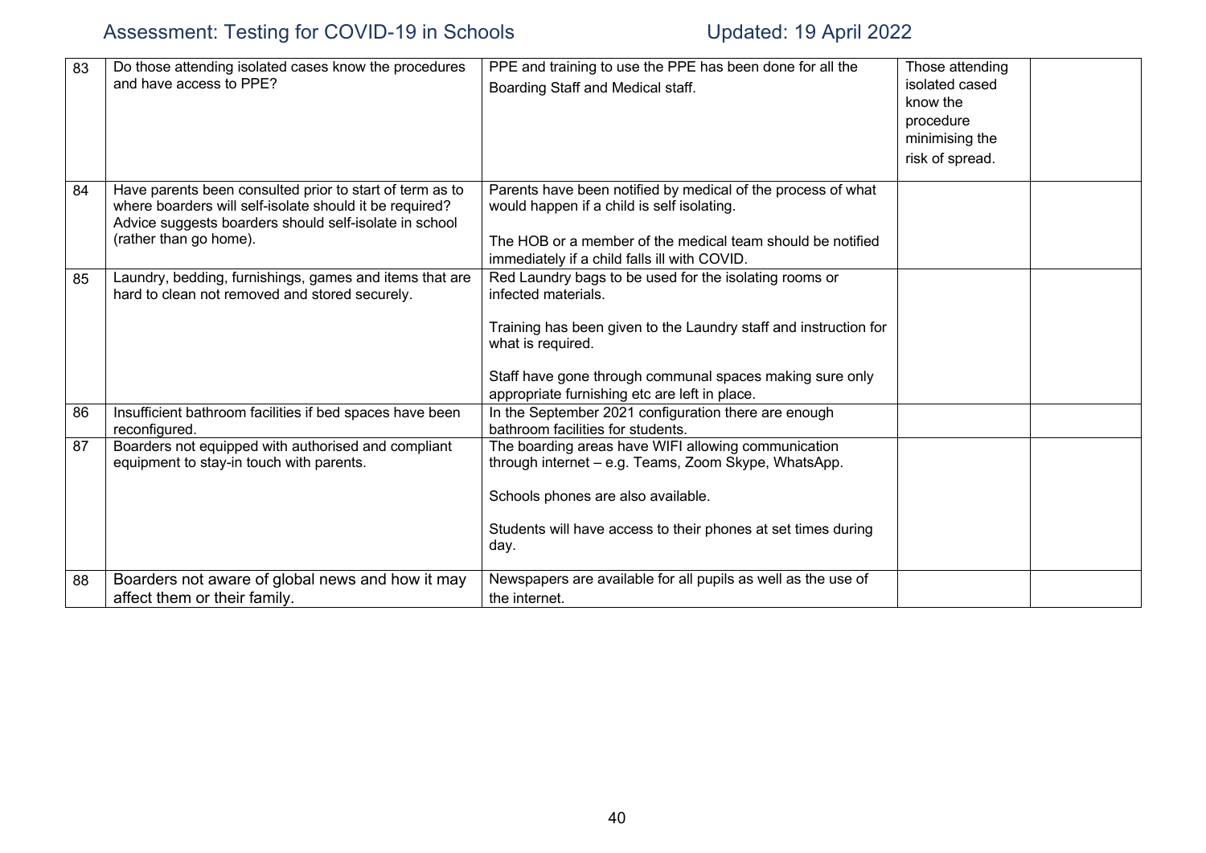| 83 | Do those attending isolated cases know the procedures and have access to PPE? | PPE and training to use the PPE has been done for all the Boarding Staff and Medical staff. | Those attending isolated cased know the procedure minimising the risk of spread. | |
|---|---|---|---|---|
| 84 | Have parents been consulted prior to start of term as to where boarders will self-isolate should it be required? Advice suggests boarders should self-isolate in school (rather than go home). | Parents have been notified by medical of the process of what would happen if a child is self isolating.<br><br>The HOB or a member of the medical team should be notified immediately if a child falls ill with COVID. | | |
| 85 | Laundry, bedding, furnishings, games and items that are hard to clean not removed and stored securely. | Red Laundry bags to be used for the isolating rooms or infected materials.<br><br>Training has been given to the Laundry staff and instruction for what is required.<br><br>Staff have gone through communal spaces making sure only appropriate furnishing etc are left in place. | | |
| 86 | Insufficient bathroom facilities if bed spaces have been reconfigured. | In the September 2021 configuration there are enough bathroom facilities for students. | | |
| 87 | Boarders not equipped with authorised and compliant equipment to stay-in touch with parents. | The boarding areas have WIFI allowing communication through internet – e.g. Teams, Zoom Skype, WhatsApp.<br><br>Schools phones are also available.<br><br>Students will have access to their phones at set times during day. | | |
| 88 | Boarders not aware of global news and how it may affect them or their family. | Newspapers are available for all pupils as well as the use of the internet. | | |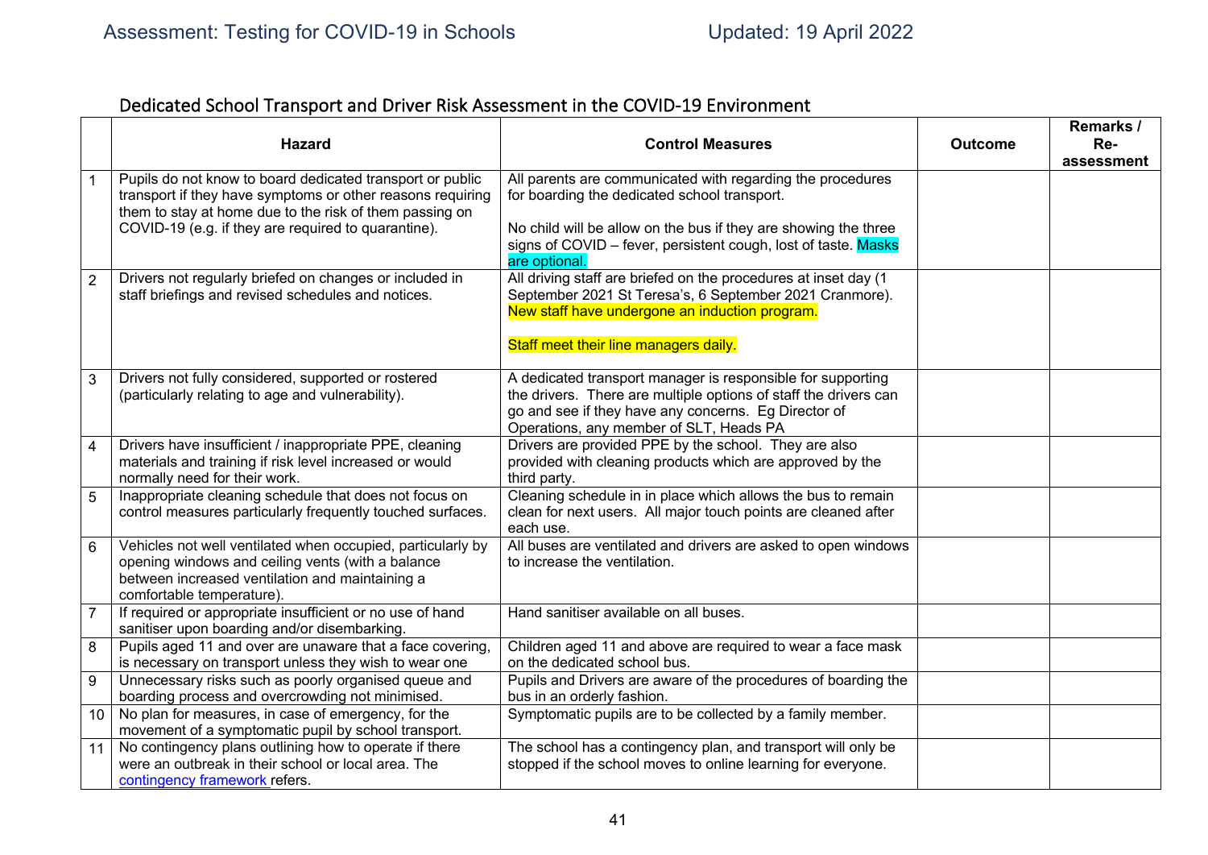## Dedicated School Transport and Driver Risk Assessment in the COVID-19 Environment

| | Hazard | Control Measures | Outcome | Remarks / Re-assessment |
|---|---|---|---|---|
| 1 | Pupils do not know to board dedicated transport or public transport if they have symptoms or other reasons requiring them to stay at home due to the risk of them passing on COVID-19 (e.g. if they are required to quarantine). | All parents are communicated with regarding the procedures for boarding the dedicated school transport.<br><br>No child will be allow on the bus if they are showing the three signs of COVID – fever, persistent cough, lost of taste. Masks are optional. | | |
| 2 | Drivers not regularly briefed on changes or included in staff briefings and revised schedules and notices. | All driving staff are briefed on the procedures at inset day (1 September 2021 St Teresa's, 6 September 2021 Cranmore). New staff have undergone an induction program.<br><br>Staff meet their line managers daily. | | |
| 3 | Drivers not fully considered, supported or rostered (particularly relating to age and vulnerability). | A dedicated transport manager is responsible for supporting the drivers. There are multiple options of staff the drivers can go and see if they have any concerns. Eg Director of Operations, any member of SLT, Heads PA | | |
| 4 | Drivers have insufficient / inappropriate PPE, cleaning materials and training if risk level increased or would normally need for their work. | Drivers are provided PPE by the school. They are also provided with cleaning products which are approved by the third party. | | |
| 5 | Inappropriate cleaning schedule that does not focus on control measures particularly frequently touched surfaces. | Cleaning schedule in in place which allows the bus to remain clean for next users. All major touch points are cleaned after each use. | | |
| 6 | Vehicles not well ventilated when occupied, particularly by opening windows and ceiling vents (with a balance between increased ventilation and maintaining a comfortable temperature). | All buses are ventilated and drivers are asked to open windows to increase the ventilation. | | |
| 7 | If required or appropriate insufficient or no use of hand sanitiser upon boarding and/or disembarking. | Hand sanitiser available on all buses. | | |
| 8 | Pupils aged 11 and over are unaware that a face covering, is necessary on transport unless they wish to wear one | Children aged 11 and above are required to wear a face mask on the dedicated school bus. | | |
| 9 | Unnecessary risks such as poorly organised queue and boarding process and overcrowding not minimised. | Pupils and Drivers are aware of the procedures of boarding the bus in an orderly fashion. | | |
| 10 | No plan for measures, in case of emergency, for the movement of a symptomatic pupil by school transport. | Symptomatic pupils are to be collected by a family member. | | |
| 11 | No contingency plans outlining how to operate if there were an outbreak in their school or local area. The contingency framework refers. | The school has a contingency plan, and transport will only be stopped if the school moves to online learning for everyone. | | |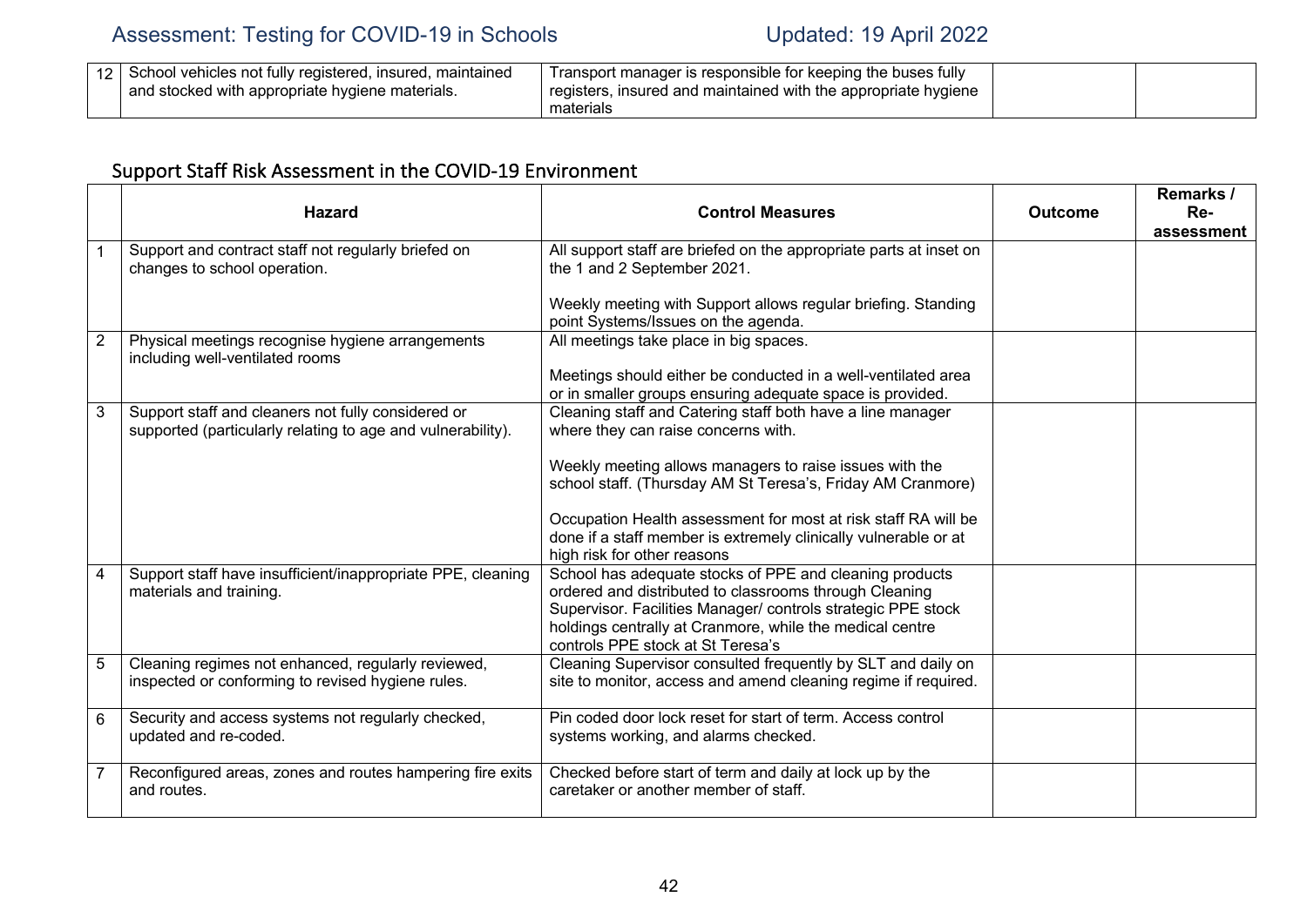| 12 | School vehicles not fully registered, insured, maintained and stocked with appropriate hygiene materials. | Transport manager is responsible for keeping the buses fully registers, insured and maintained with the appropriate hygiene materials | | |
|---|---|---|---|---|

## Support Staff Risk Assessment in the COVID-19 Environment

| | Hazard | Control Measures | Outcome | Remarks / Re-assessment |
|---|---|---|---|---|
| 1 | Support and contract staff not regularly briefed on changes to school operation. | All support staff are briefed on the appropriate parts at inset on the 1 and 2 September 2021.<br><br>Weekly meeting with Support allows regular briefing. Standing point Systems/Issues on the agenda. | | |
| 2 | Physical meetings recognise hygiene arrangements including well-ventilated rooms | All meetings take place in big spaces.<br><br>Meetings should either be conducted in a well-ventilated area or in smaller groups ensuring adequate space is provided. | | |
| 3 | Support staff and cleaners not fully considered or supported (particularly relating to age and vulnerability). | Cleaning staff and Catering staff both have a line manager where they can raise concerns with.<br><br>Weekly meeting allows managers to raise issues with the school staff. (Thursday AM St Teresa's, Friday AM Cranmore)<br><br>Occupation Health assessment for most at risk staff RA will be done if a staff member is extremely clinically vulnerable or at high risk for other reasons | | |
| 4 | Support staff have insufficient/inappropriate PPE, cleaning materials and training. | School has adequate stocks of PPE and cleaning products ordered and distributed to classrooms through Cleaning Supervisor. Facilities Manager/ controls strategic PPE stock holdings centrally at Cranmore, while the medical centre controls PPE stock at St Teresa's | | |
| 5 | Cleaning regimes not enhanced, regularly reviewed, inspected or conforming to revised hygiene rules. | Cleaning Supervisor consulted frequently by SLT and daily on site to monitor, access and amend cleaning regime if required. | | |
| 6 | Security and access systems not regularly checked, updated and re-coded. | Pin coded door lock reset for start of term. Access control systems working, and alarms checked. | | |
| 7 | Reconfigured areas, zones and routes hampering fire exits and routes. | Checked before start of term and daily at lock up by the caretaker or another member of staff. | | |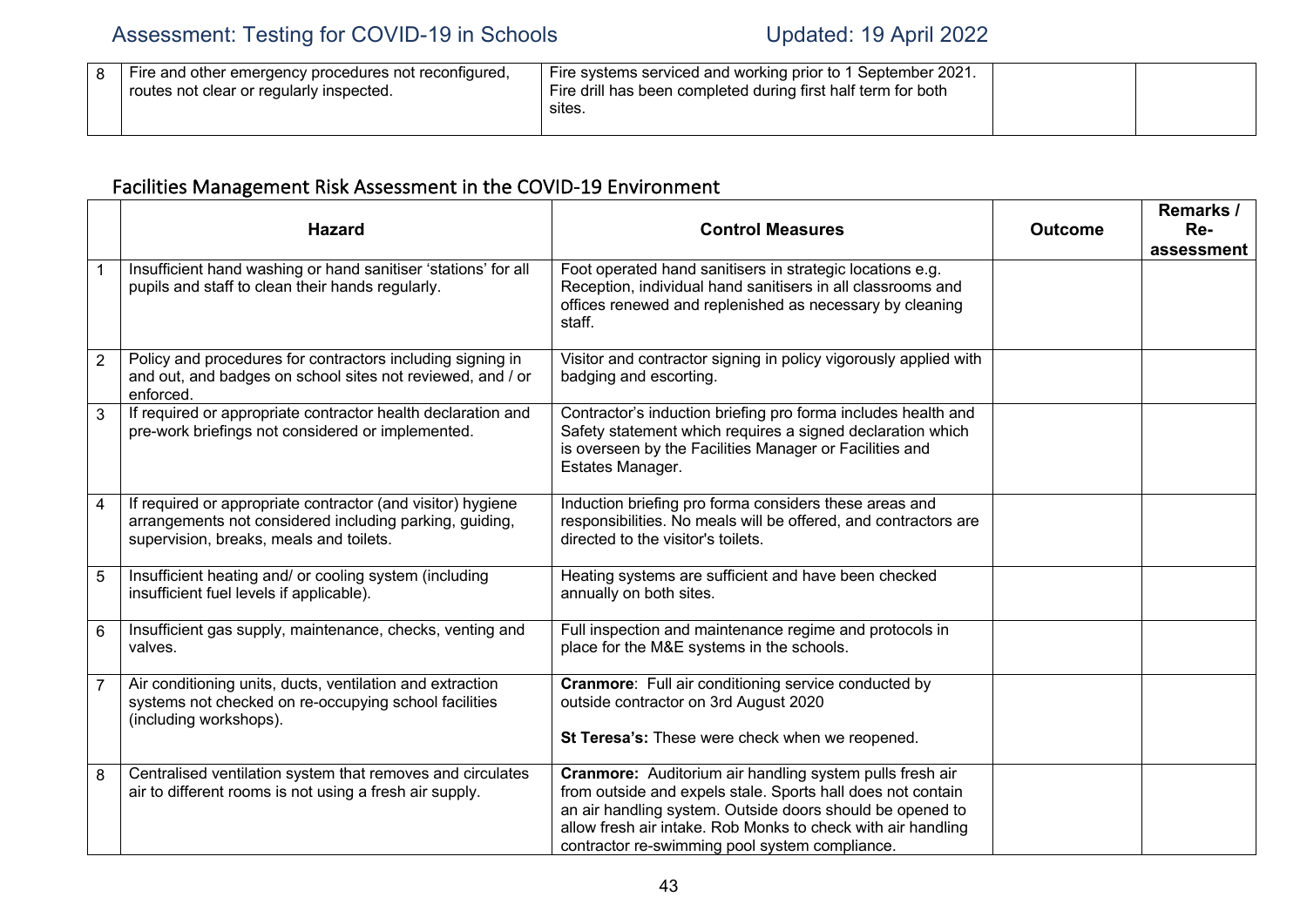| 8 | Fire and other emergency procedures not reconfigured, routes not clear or regularly inspected. | Fire systems serviced and working prior to 1 September 2021. Fire drill has been completed during first half term for both sites. | | |
|---|---|---|---|---|

## Facilities Management Risk Assessment in the COVID-19 Environment

| | Hazard | Control Measures | Outcome | Remarks / Re-assessment |
|---|---|---|---|---|
| 1 | Insufficient hand washing or hand sanitiser 'stations' for all pupils and staff to clean their hands regularly. | Foot operated hand sanitisers in strategic locations e.g. Reception, individual hand sanitisers in all classrooms and offices renewed and replenished as necessary by cleaning staff. | | |
| 2 | Policy and procedures for contractors including signing in and out, and badges on school sites not reviewed, and / or enforced. | Visitor and contractor signing in policy vigorously applied with badging and escorting. | | |
| 3 | If required or appropriate contractor health declaration and pre-work briefings not considered or implemented. | Contractor's induction briefing pro forma includes health and Safety statement which requires a signed declaration which is overseen by the Facilities Manager or Facilities and Estates Manager. | | |
| 4 | If required or appropriate contractor (and visitor) hygiene arrangements not considered including parking, guiding, supervision, breaks, meals and toilets. | Induction briefing pro forma considers these areas and responsibilities. No meals will be offered, and contractors are directed to the visitor's toilets. | | |
| 5 | Insufficient heating and/ or cooling system (including insufficient fuel levels if applicable). | Heating systems are sufficient and have been checked annually on both sites. | | |
| 6 | Insufficient gas supply, maintenance, checks, venting and valves. | Full inspection and maintenance regime and protocols in place for the M&E systems in the schools. | | |
| 7 | Air conditioning units, ducts, ventilation and extraction systems not checked on re-occupying school facilities (including workshops). | **Cranmore**: Full air conditioning service conducted by outside contractor on 3rd August 2020<br><br>**St Teresa's:** These were check when we reopened. | | |
| 8 | Centralised ventilation system that removes and circulates air to different rooms is not using a fresh air supply. | **Cranmore:** Auditorium air handling system pulls fresh air from outside and expels stale. Sports hall does not contain an air handling system. Outside doors should be opened to allow fresh air intake. Rob Monks to check with air handling contractor re-swimming pool system compliance. | | |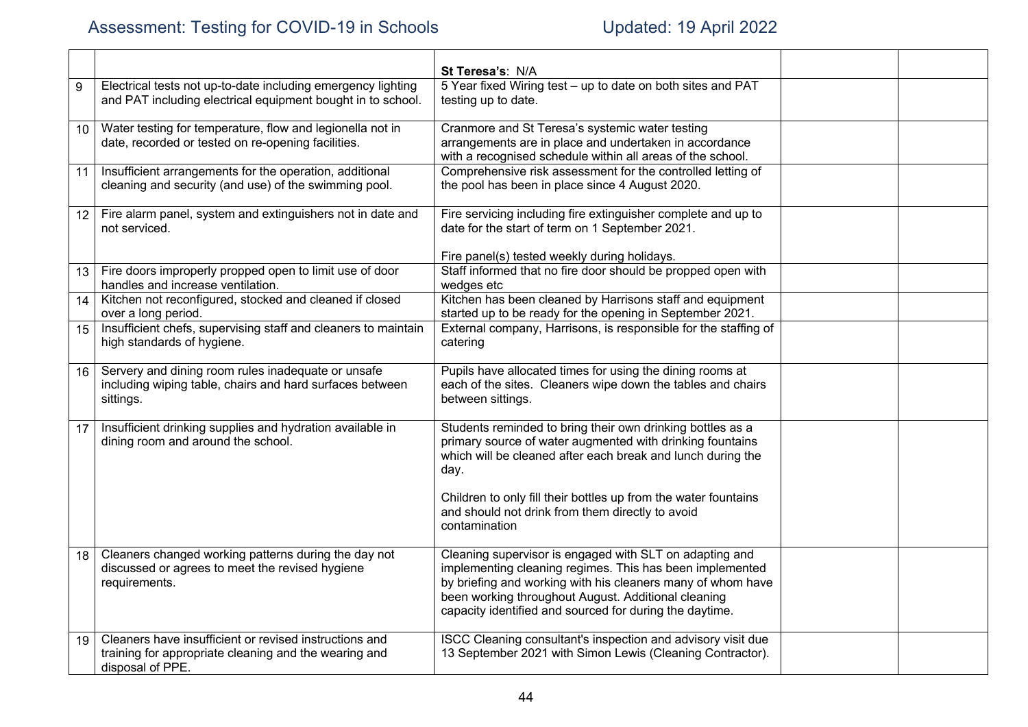| | | | | |
|---|---|---|---|---|
| | | **St Teresa's**: N/A | | |
| 9 | Electrical tests not up-to-date including emergency lighting and PAT including electrical equipment bought in to school. | 5 Year fixed Wiring test – up to date on both sites and PAT testing up to date. | | |
| 10 | Water testing for temperature, flow and legionella not in date, recorded or tested on re-opening facilities. | Cranmore and St Teresa's systemic water testing arrangements are in place and undertaken in accordance with a recognised schedule within all areas of the school. | | |
| 11 | Insufficient arrangements for the operation, additional cleaning and security (and use) of the swimming pool. | Comprehensive risk assessment for the controlled letting of the pool has been in place since 4 August 2020. | | |
| 12 | Fire alarm panel, system and extinguishers not in date and not serviced. | Fire servicing including fire extinguisher complete and up to date for the start of term on 1 September 2021.<br><br>Fire panel(s) tested weekly during holidays. | | |
| 13 | Fire doors improperly propped open to limit use of door handles and increase ventilation. | Staff informed that no fire door should be propped open with wedges etc | | |
| 14 | Kitchen not reconfigured, stocked and cleaned if closed over a long period. | Kitchen has been cleaned by Harrisons staff and equipment started up to be ready for the opening in September 2021. | | |
| 15 | Insufficient chefs, supervising staff and cleaners to maintain high standards of hygiene. | External company, Harrisons, is responsible for the staffing of catering | | |
| 16 | Servery and dining room rules inadequate or unsafe including wiping table, chairs and hard surfaces between sittings. | Pupils have allocated times for using the dining rooms at each of the sites. Cleaners wipe down the tables and chairs between sittings. | | |
| 17 | Insufficient drinking supplies and hydration available in dining room and around the school. | Students reminded to bring their own drinking bottles as a primary source of water augmented with drinking fountains which will be cleaned after each break and lunch during the day.<br><br>Children to only fill their bottles up from the water fountains and should not drink from them directly to avoid contamination | | |
| 18 | Cleaners changed working patterns during the day not discussed or agrees to meet the revised hygiene requirements. | Cleaning supervisor is engaged with SLT on adapting and implementing cleaning regimes. This has been implemented by briefing and working with his cleaners many of whom have been working throughout August. Additional cleaning capacity identified and sourced for during the daytime. | | |
| 19 | Cleaners have insufficient or revised instructions and training for appropriate cleaning and the wearing and disposal of PPE. | ISCC Cleaning consultant's inspection and advisory visit due 13 September 2021 with Simon Lewis (Cleaning Contractor). | | |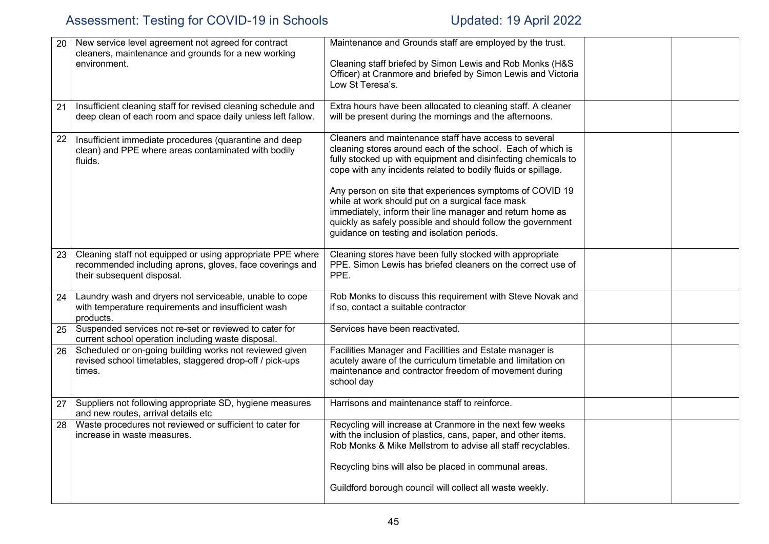| | | | | |
|---|---|---|---|---|
| 20 | New service level agreement not agreed for contract cleaners, maintenance and grounds for a new working environment. | Maintenance and Grounds staff are employed by the trust.<br><br>Cleaning staff briefed by Simon Lewis and Rob Monks (H&S Officer) at Cranmore and briefed by Simon Lewis and Victoria Low St Teresa's. | | |
| 21 | Insufficient cleaning staff for revised cleaning schedule and deep clean of each room and space daily unless left fallow. | Extra hours have been allocated to cleaning staff. A cleaner will be present during the mornings and the afternoons. | | |
| 22 | Insufficient immediate procedures (quarantine and deep clean) and PPE where areas contaminated with bodily fluids. | Cleaners and maintenance staff have access to several cleaning stores around each of the school. Each of which is fully stocked up with equipment and disinfecting chemicals to cope with any incidents related to bodily fluids or spillage.<br><br>Any person on site that experiences symptoms of COVID 19 while at work should put on a surgical face mask immediately, inform their line manager and return home as quickly as safely possible and should follow the government guidance on testing and isolation periods. | | |
| 23 | Cleaning staff not equipped or using appropriate PPE where recommended including aprons, gloves, face coverings and their subsequent disposal. | Cleaning stores have been fully stocked with appropriate PPE. Simon Lewis has briefed cleaners on the correct use of PPE. | | |
| 24 | Laundry wash and dryers not serviceable, unable to cope with temperature requirements and insufficient wash products. | Rob Monks to discuss this requirement with Steve Novak and if so, contact a suitable contractor | | |
| 25 | Suspended services not re-set or reviewed to cater for current school operation including waste disposal. | Services have been reactivated. | | |
| 26 | Scheduled or on-going building works not reviewed given revised school timetables, staggered drop-off / pick-ups times. | Facilities Manager and Facilities and Estate manager is acutely aware of the curriculum timetable and limitation on maintenance and contractor freedom of movement during school day | | |
| 27 | Suppliers not following appropriate SD, hygiene measures and new routes, arrival details etc | Harrisons and maintenance staff to reinforce. | | |
| 28 | Waste procedures not reviewed or sufficient to cater for increase in waste measures. | Recycling will increase at Cranmore in the next few weeks with the inclusion of plastics, cans, paper, and other items. Rob Monks & Mike Mellstrom to advise all staff recyclables.<br><br>Recycling bins will also be placed in communal areas.<br><br>Guildford borough council will collect all waste weekly. | | |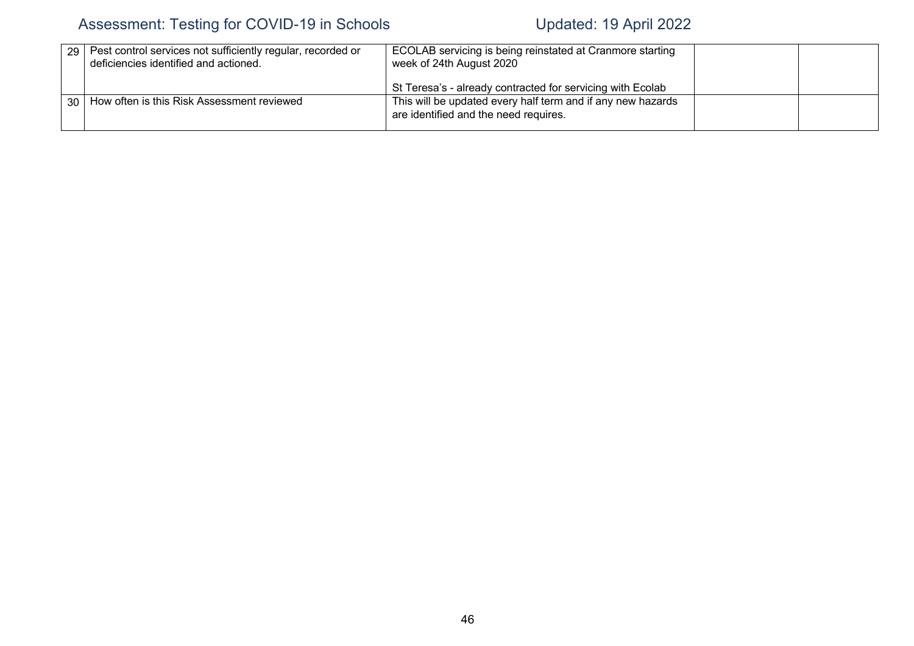| | | | | |
|---|---|---|---|---|
| 29 | Pest control services not sufficiently regular, recorded or deficiencies identified and actioned. | ECOLAB servicing is being reinstated at Cranmore starting week of 24th August 2020<br><br>St Teresa's - already contracted for servicing with Ecolab | | |
| 30 | How often is this Risk Assessment reviewed | This will be updated every half term and if any new hazards are identified and the need requires. | | |